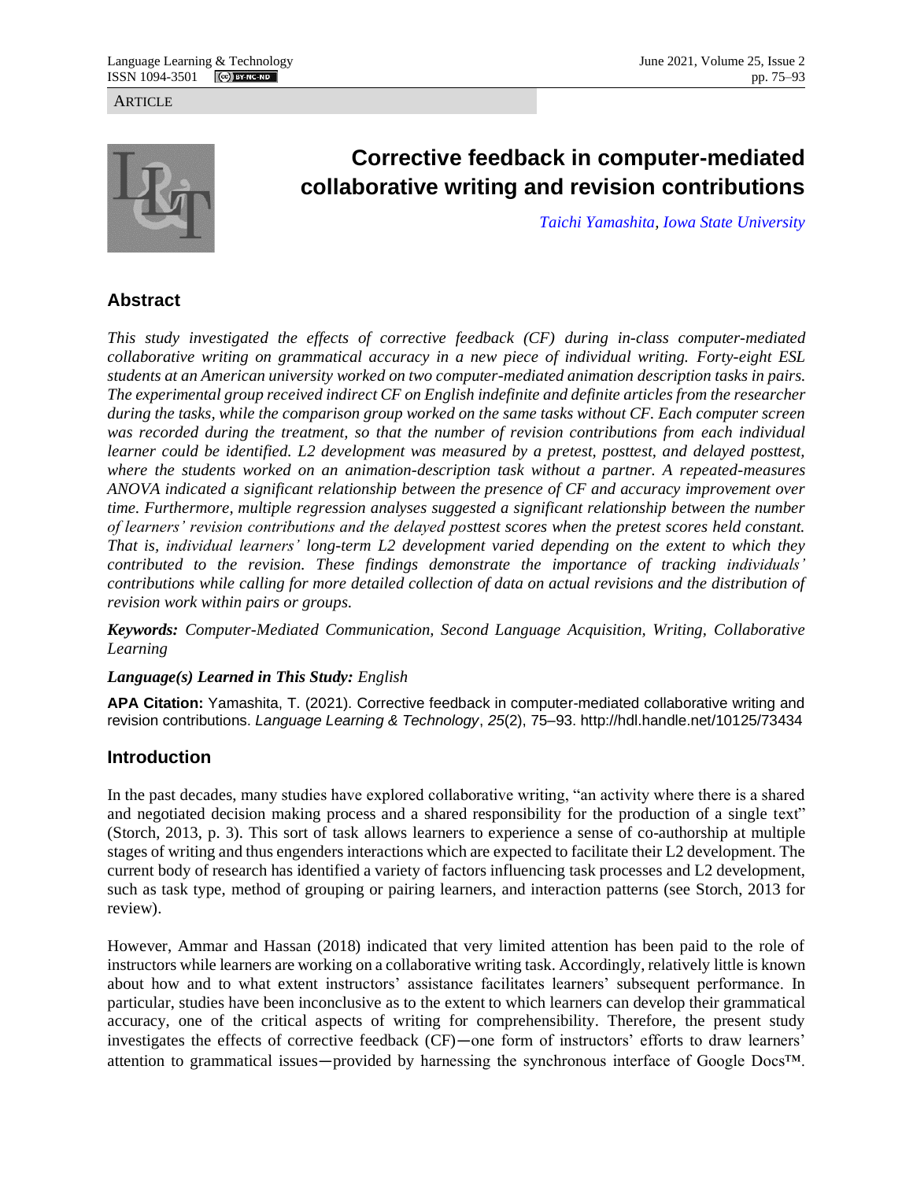ARTICLE

# Corrective feedback in computer-mediated collaborative writing and revision contributions

*Taichi Yamashita, Iowa State University*

## Abstract

*This study investigated the effects of corrective feedback (CF) during in-class computer-mediated collaborative writing on grammatical accuracy in a new piece of individual writing. Forty-eight ESL students at an American university worked on two computer-mediated animation description tasks in pairs. The experimental group received indirect CF on English indefinite and definite articles from the researcher during the tasks, while the comparison group worked on the same tasks without CF. Each computer screen was recorded during the treatment, so that the number of revision contributions from each individual learner could be identified. L2 development was measured by a pretest, posttest, and delayed posttest, where the students worked on an animation-description task without a partner. A repeated-measures ANOVA indicated a significant relationship between the presence of CF and accuracy improvement over time. Furthermore, multiple regression analyses suggested a significant relationship between the number of learners' revision contributions and the delayed posttest scores when the pretest scores held constant. That is, individual learners' long-term L2 development varied depending on the extent to which they contributed to the revision. These findings demonstrate the importance of tracking individuals' contributions while calling for more detailed collection of data on actual revisions and the distribution of revision work within pairs or groups.*

***Keywords:*** *Computer-Mediated Communication, Second Language Acquisition, Writing, Collaborative Learning*

***Language(s) Learned in This Study:*** *English*

**APA Citation:** Yamashita, T. (2021). Corrective feedback in computer-mediated collaborative writing and revision contributions. *Language Learning & Technology*, *25*(2), 75–93. http://hdl.handle.net/10125/73434

## Introduction

In the past decades, many studies have explored collaborative writing, "an activity where there is a shared and negotiated decision making process and a shared responsibility for the production of a single text" (Storch, 2013, p. 3). This sort of task allows learners to experience a sense of co-authorship at multiple stages of writing and thus engenders interactions which are expected to facilitate their L2 development. The current body of research has identified a variety of factors influencing task processes and L2 development, such as task type, method of grouping or pairing learners, and interaction patterns (see Storch, 2013 for review).

However, Ammar and Hassan (2018) indicated that very limited attention has been paid to the role of instructors while learners are working on a collaborative writing task. Accordingly, relatively little is known about how and to what extent instructors' assistance facilitates learners' subsequent performance. In particular, studies have been inconclusive as to the extent to which learners can develop their grammatical accuracy, one of the critical aspects of writing for comprehensibility. Therefore, the present study investigates the effects of corrective feedback (CF)—one form of instructors' efforts to draw learners' attention to grammatical issues—provided by harnessing the synchronous interface of Google Docs™.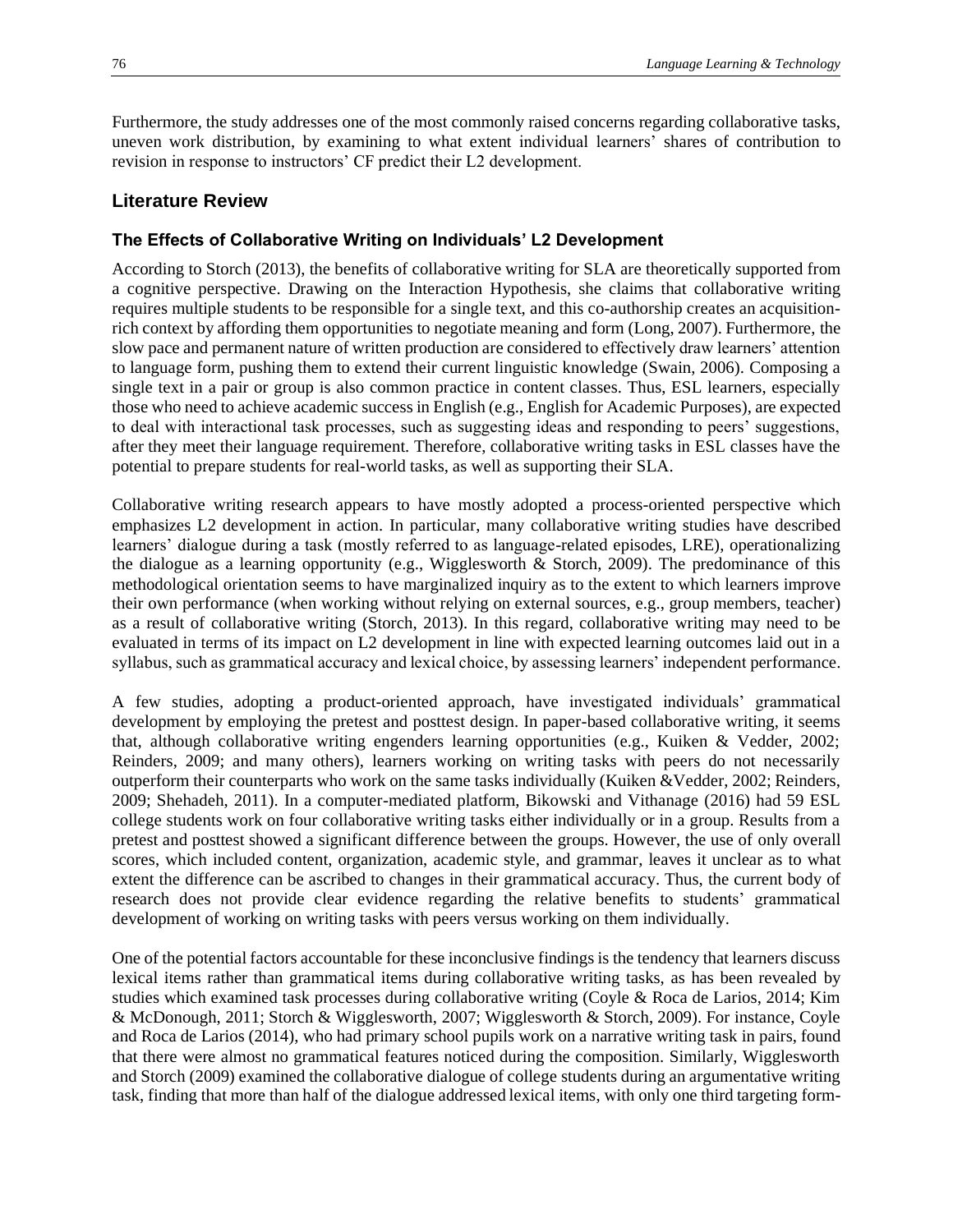Furthermore, the study addresses one of the most commonly raised concerns regarding collaborative tasks, uneven work distribution, by examining to what extent individual learners' shares of contribution to revision in response to instructors' CF predict their L2 development.

## Literature Review

### The Effects of Collaborative Writing on Individuals' L2 Development

According to Storch (2013), the benefits of collaborative writing for SLA are theoretically supported from a cognitive perspective. Drawing on the Interaction Hypothesis, she claims that collaborative writing requires multiple students to be responsible for a single text, and this co-authorship creates an acquisition-rich context by affording them opportunities to negotiate meaning and form (Long, 2007). Furthermore, the slow pace and permanent nature of written production are considered to effectively draw learners' attention to language form, pushing them to extend their current linguistic knowledge (Swain, 2006). Composing a single text in a pair or group is also common practice in content classes. Thus, ESL learners, especially those who need to achieve academic success in English (e.g., English for Academic Purposes), are expected to deal with interactional task processes, such as suggesting ideas and responding to peers' suggestions, after they meet their language requirement. Therefore, collaborative writing tasks in ESL classes have the potential to prepare students for real-world tasks, as well as supporting their SLA.

Collaborative writing research appears to have mostly adopted a process-oriented perspective which emphasizes L2 development in action. In particular, many collaborative writing studies have described learners' dialogue during a task (mostly referred to as language-related episodes, LRE), operationalizing the dialogue as a learning opportunity (e.g., Wigglesworth & Storch, 2009). The predominance of this methodological orientation seems to have marginalized inquiry as to the extent to which learners improve their own performance (when working without relying on external sources, e.g., group members, teacher) as a result of collaborative writing (Storch, 2013). In this regard, collaborative writing may need to be evaluated in terms of its impact on L2 development in line with expected learning outcomes laid out in a syllabus, such as grammatical accuracy and lexical choice, by assessing learners' independent performance.

A few studies, adopting a product-oriented approach, have investigated individuals' grammatical development by employing the pretest and posttest design. In paper-based collaborative writing, it seems that, although collaborative writing engenders learning opportunities (e.g., Kuiken & Vedder, 2002; Reinders, 2009; and many others), learners working on writing tasks with peers do not necessarily outperform their counterparts who work on the same tasks individually (Kuiken &Vedder, 2002; Reinders, 2009; Shehadeh, 2011). In a computer-mediated platform, Bikowski and Vithanage (2016) had 59 ESL college students work on four collaborative writing tasks either individually or in a group. Results from a pretest and posttest showed a significant difference between the groups. However, the use of only overall scores, which included content, organization, academic style, and grammar, leaves it unclear as to what extent the difference can be ascribed to changes in their grammatical accuracy. Thus, the current body of research does not provide clear evidence regarding the relative benefits to students' grammatical development of working on writing tasks with peers versus working on them individually.

One of the potential factors accountable for these inconclusive findings is the tendency that learners discuss lexical items rather than grammatical items during collaborative writing tasks, as has been revealed by studies which examined task processes during collaborative writing (Coyle & Roca de Larios, 2014; Kim & McDonough, 2011; Storch & Wigglesworth, 2007; Wigglesworth & Storch, 2009). For instance, Coyle and Roca de Larios (2014), who had primary school pupils work on a narrative writing task in pairs, found that there were almost no grammatical features noticed during the composition. Similarly, Wigglesworth and Storch (2009) examined the collaborative dialogue of college students during an argumentative writing task, finding that more than half of the dialogue addressed lexical items, with only one third targeting form-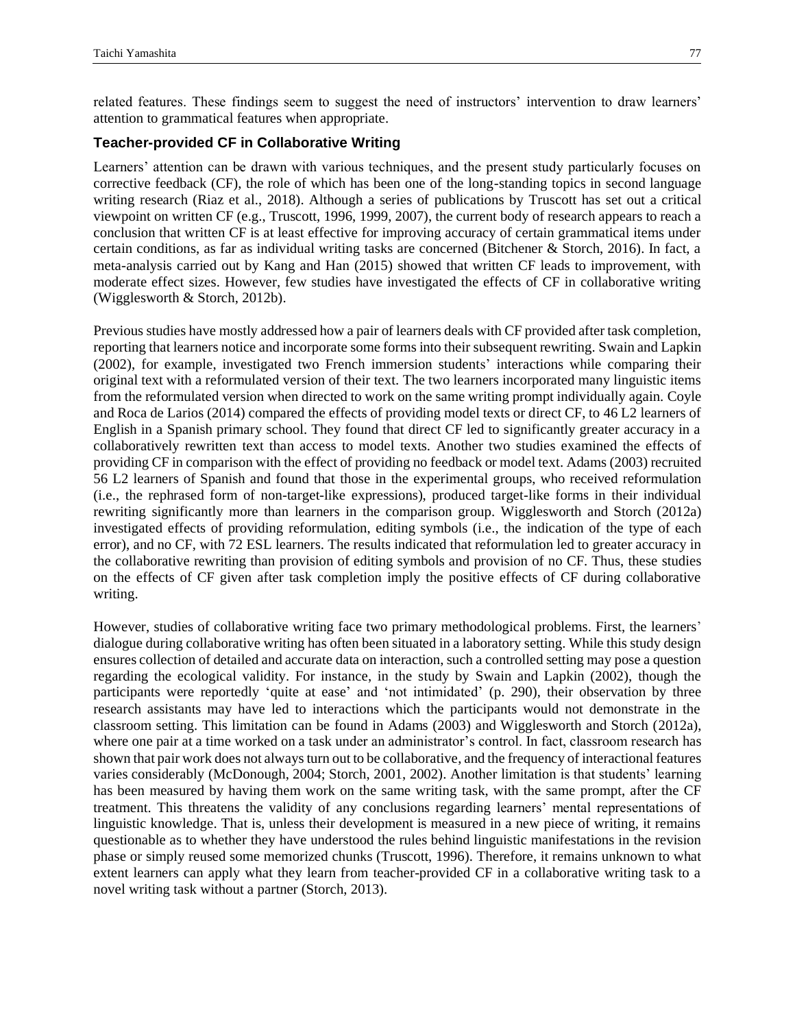related features. These findings seem to suggest the need of instructors' intervention to draw learners' attention to grammatical features when appropriate.

### Teacher-provided CF in Collaborative Writing

Learners' attention can be drawn with various techniques, and the present study particularly focuses on corrective feedback (CF), the role of which has been one of the long-standing topics in second language writing research (Riaz et al., 2018). Although a series of publications by Truscott has set out a critical viewpoint on written CF (e.g., Truscott, 1996, 1999, 2007), the current body of research appears to reach a conclusion that written CF is at least effective for improving accuracy of certain grammatical items under certain conditions, as far as individual writing tasks are concerned (Bitchener & Storch, 2016). In fact, a meta-analysis carried out by Kang and Han (2015) showed that written CF leads to improvement, with moderate effect sizes. However, few studies have investigated the effects of CF in collaborative writing (Wigglesworth & Storch, 2012b).

Previous studies have mostly addressed how a pair of learners deals with CF provided after task completion, reporting that learners notice and incorporate some forms into their subsequent rewriting. Swain and Lapkin (2002), for example, investigated two French immersion students' interactions while comparing their original text with a reformulated version of their text. The two learners incorporated many linguistic items from the reformulated version when directed to work on the same writing prompt individually again. Coyle and Roca de Larios (2014) compared the effects of providing model texts or direct CF, to 46 L2 learners of English in a Spanish primary school. They found that direct CF led to significantly greater accuracy in a collaboratively rewritten text than access to model texts. Another two studies examined the effects of providing CF in comparison with the effect of providing no feedback or model text. Adams (2003) recruited 56 L2 learners of Spanish and found that those in the experimental groups, who received reformulation (i.e., the rephrased form of non-target-like expressions), produced target-like forms in their individual rewriting significantly more than learners in the comparison group. Wigglesworth and Storch (2012a) investigated effects of providing reformulation, editing symbols (i.e., the indication of the type of each error), and no CF, with 72 ESL learners. The results indicated that reformulation led to greater accuracy in the collaborative rewriting than provision of editing symbols and provision of no CF. Thus, these studies on the effects of CF given after task completion imply the positive effects of CF during collaborative writing.

However, studies of collaborative writing face two primary methodological problems. First, the learners' dialogue during collaborative writing has often been situated in a laboratory setting. While this study design ensures collection of detailed and accurate data on interaction, such a controlled setting may pose a question regarding the ecological validity. For instance, in the study by Swain and Lapkin (2002), though the participants were reportedly 'quite at ease' and 'not intimidated' (p. 290), their observation by three research assistants may have led to interactions which the participants would not demonstrate in the classroom setting. This limitation can be found in Adams (2003) and Wigglesworth and Storch (2012a), where one pair at a time worked on a task under an administrator's control. In fact, classroom research has shown that pair work does not always turn out to be collaborative, and the frequency of interactional features varies considerably (McDonough, 2004; Storch, 2001, 2002). Another limitation is that students' learning has been measured by having them work on the same writing task, with the same prompt, after the CF treatment. This threatens the validity of any conclusions regarding learners' mental representations of linguistic knowledge. That is, unless their development is measured in a new piece of writing, it remains questionable as to whether they have understood the rules behind linguistic manifestations in the revision phase or simply reused some memorized chunks (Truscott, 1996). Therefore, it remains unknown to what extent learners can apply what they learn from teacher-provided CF in a collaborative writing task to a novel writing task without a partner (Storch, 2013).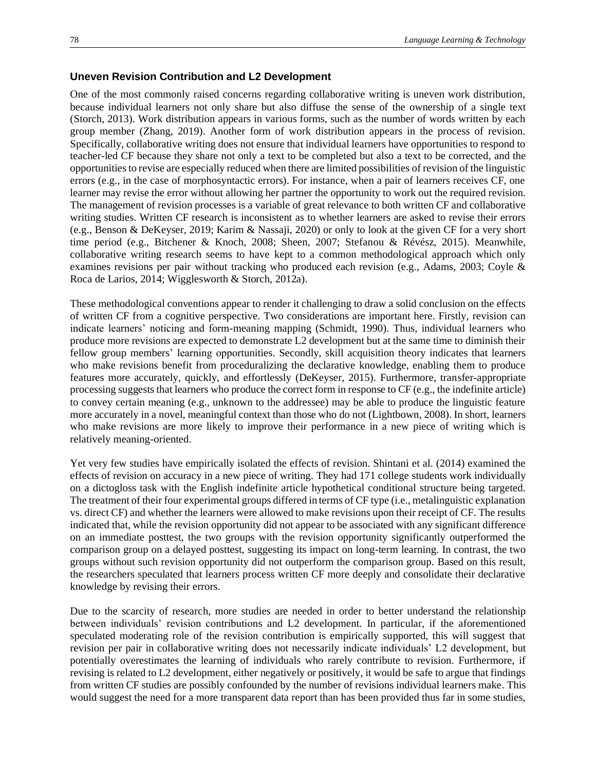### Uneven Revision Contribution and L2 Development

One of the most commonly raised concerns regarding collaborative writing is uneven work distribution, because individual learners not only share but also diffuse the sense of the ownership of a single text (Storch, 2013). Work distribution appears in various forms, such as the number of words written by each group member (Zhang, 2019). Another form of work distribution appears in the process of revision. Specifically, collaborative writing does not ensure that individual learners have opportunities to respond to teacher-led CF because they share not only a text to be completed but also a text to be corrected, and the opportunities to revise are especially reduced when there are limited possibilities of revision of the linguistic errors (e.g., in the case of morphosyntactic errors). For instance, when a pair of learners receives CF, one learner may revise the error without allowing her partner the opportunity to work out the required revision. The management of revision processes is a variable of great relevance to both written CF and collaborative writing studies. Written CF research is inconsistent as to whether learners are asked to revise their errors (e.g., Benson & DeKeyser, 2019; Karim & Nassaji, 2020) or only to look at the given CF for a very short time period (e.g., Bitchener & Knoch, 2008; Sheen, 2007; Stefanou & Révész, 2015). Meanwhile, collaborative writing research seems to have kept to a common methodological approach which only examines revisions per pair without tracking who produced each revision (e.g., Adams, 2003; Coyle & Roca de Larios, 2014; Wigglesworth & Storch, 2012a).

These methodological conventions appear to render it challenging to draw a solid conclusion on the effects of written CF from a cognitive perspective. Two considerations are important here. Firstly, revision can indicate learners' noticing and form-meaning mapping (Schmidt, 1990). Thus, individual learners who produce more revisions are expected to demonstrate L2 development but at the same time to diminish their fellow group members' learning opportunities. Secondly, skill acquisition theory indicates that learners who make revisions benefit from proceduralizing the declarative knowledge, enabling them to produce features more accurately, quickly, and effortlessly (DeKeyser, 2015). Furthermore, transfer-appropriate processing suggests that learners who produce the correct form in response to CF (e.g., the indefinite article) to convey certain meaning (e.g., unknown to the addressee) may be able to produce the linguistic feature more accurately in a novel, meaningful context than those who do not (Lightbown, 2008). In short, learners who make revisions are more likely to improve their performance in a new piece of writing which is relatively meaning-oriented.

Yet very few studies have empirically isolated the effects of revision. Shintani et al. (2014) examined the effects of revision on accuracy in a new piece of writing. They had 171 college students work individually on a dictogloss task with the English indefinite article hypothetical conditional structure being targeted. The treatment of their four experimental groups differed in terms of CF type (i.e., metalinguistic explanation vs. direct CF) and whether the learners were allowed to make revisions upon their receipt of CF. The results indicated that, while the revision opportunity did not appear to be associated with any significant difference on an immediate posttest, the two groups with the revision opportunity significantly outperformed the comparison group on a delayed posttest, suggesting its impact on long-term learning. In contrast, the two groups without such revision opportunity did not outperform the comparison group. Based on this result, the researchers speculated that learners process written CF more deeply and consolidate their declarative knowledge by revising their errors.

Due to the scarcity of research, more studies are needed in order to better understand the relationship between individuals' revision contributions and L2 development. In particular, if the aforementioned speculated moderating role of the revision contribution is empirically supported, this will suggest that revision per pair in collaborative writing does not necessarily indicate individuals' L2 development, but potentially overestimates the learning of individuals who rarely contribute to revision. Furthermore, if revising is related to L2 development, either negatively or positively, it would be safe to argue that findings from written CF studies are possibly confounded by the number of revisions individual learners make. This would suggest the need for a more transparent data report than has been provided thus far in some studies,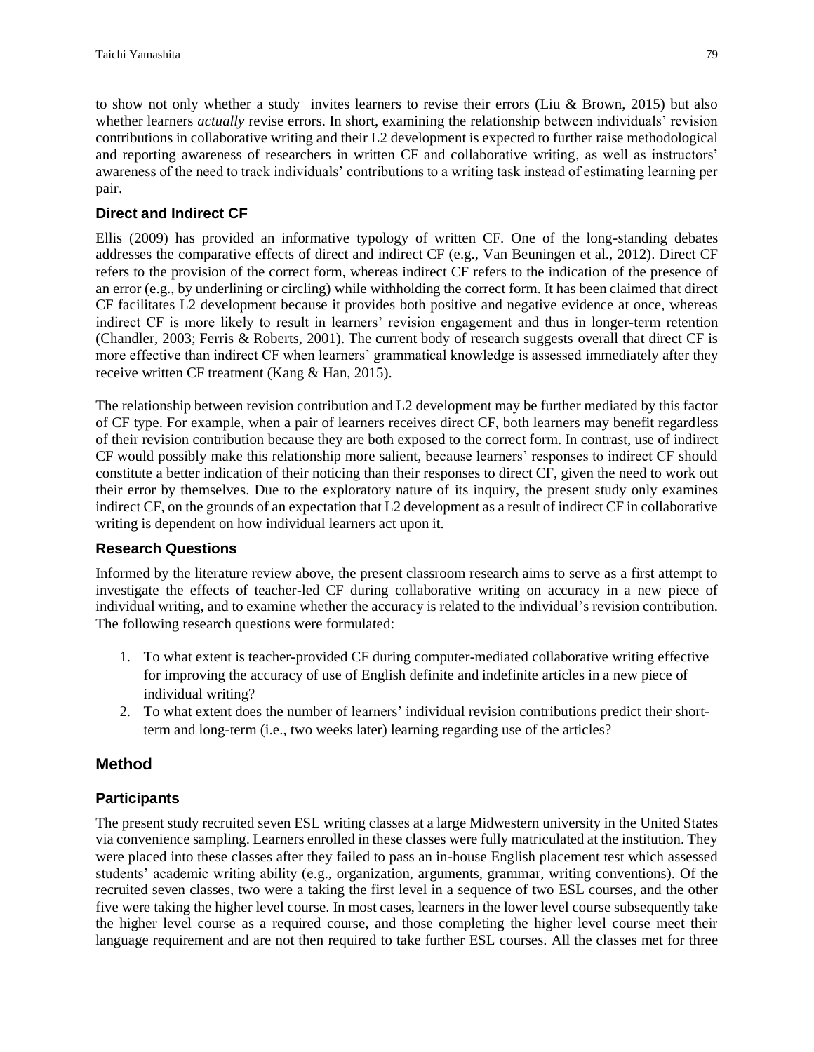to show not only whether a study invites learners to revise their errors (Liu & Brown, 2015) but also whether learners *actually* revise errors. In short, examining the relationship between individuals' revision contributions in collaborative writing and their L2 development is expected to further raise methodological and reporting awareness of researchers in written CF and collaborative writing, as well as instructors' awareness of the need to track individuals' contributions to a writing task instead of estimating learning per pair.

### Direct and Indirect CF

Ellis (2009) has provided an informative typology of written CF. One of the long-standing debates addresses the comparative effects of direct and indirect CF (e.g., Van Beuningen et al., 2012). Direct CF refers to the provision of the correct form, whereas indirect CF refers to the indication of the presence of an error (e.g., by underlining or circling) while withholding the correct form. It has been claimed that direct CF facilitates L2 development because it provides both positive and negative evidence at once, whereas indirect CF is more likely to result in learners' revision engagement and thus in longer-term retention (Chandler, 2003; Ferris & Roberts, 2001). The current body of research suggests overall that direct CF is more effective than indirect CF when learners' grammatical knowledge is assessed immediately after they receive written CF treatment (Kang & Han, 2015).

The relationship between revision contribution and L2 development may be further mediated by this factor of CF type. For example, when a pair of learners receives direct CF, both learners may benefit regardless of their revision contribution because they are both exposed to the correct form. In contrast, use of indirect CF would possibly make this relationship more salient, because learners' responses to indirect CF should constitute a better indication of their noticing than their responses to direct CF, given the need to work out their error by themselves. Due to the exploratory nature of its inquiry, the present study only examines indirect CF, on the grounds of an expectation that L2 development as a result of indirect CF in collaborative writing is dependent on how individual learners act upon it.

### Research Questions

Informed by the literature review above, the present classroom research aims to serve as a first attempt to investigate the effects of teacher-led CF during collaborative writing on accuracy in a new piece of individual writing, and to examine whether the accuracy is related to the individual's revision contribution. The following research questions were formulated:

1. To what extent is teacher-provided CF during computer-mediated collaborative writing effective for improving the accuracy of use of English definite and indefinite articles in a new piece of individual writing?
2. To what extent does the number of learners' individual revision contributions predict their short-term and long-term (i.e., two weeks later) learning regarding use of the articles?

## Method

### Participants

The present study recruited seven ESL writing classes at a large Midwestern university in the United States via convenience sampling. Learners enrolled in these classes were fully matriculated at the institution. They were placed into these classes after they failed to pass an in-house English placement test which assessed students' academic writing ability (e.g., organization, arguments, grammar, writing conventions). Of the recruited seven classes, two were a taking the first level in a sequence of two ESL courses, and the other five were taking the higher level course. In most cases, learners in the lower level course subsequently take the higher level course as a required course, and those completing the higher level course meet their language requirement and are not then required to take further ESL courses. All the classes met for three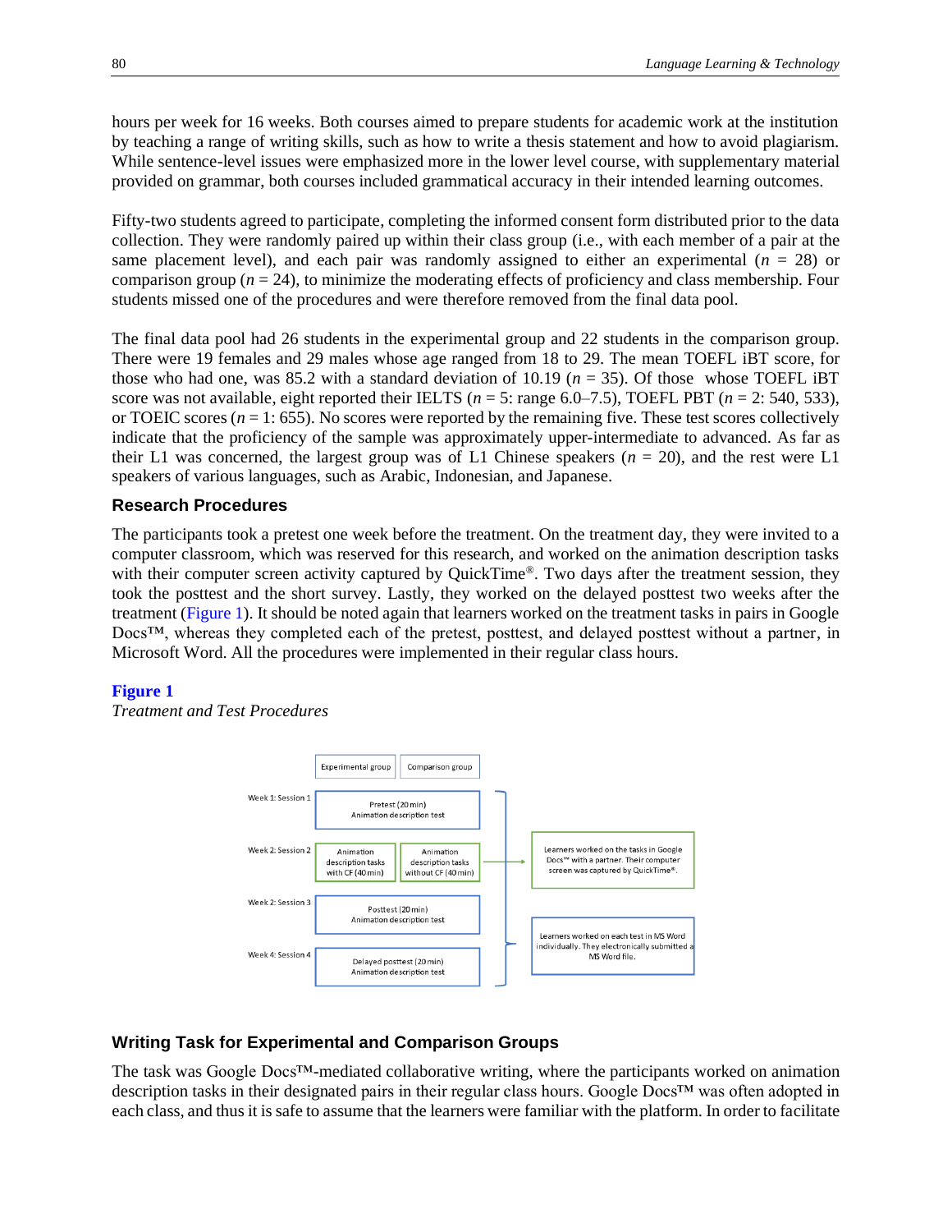hours per week for 16 weeks. Both courses aimed to prepare students for academic work at the institution by teaching a range of writing skills, such as how to write a thesis statement and how to avoid plagiarism. While sentence-level issues were emphasized more in the lower level course, with supplementary material provided on grammar, both courses included grammatical accuracy in their intended learning outcomes.

Fifty-two students agreed to participate, completing the informed consent form distributed prior to the data collection. They were randomly paired up within their class group (i.e., with each member of a pair at the same placement level), and each pair was randomly assigned to either an experimental ($n$ = 28) or comparison group ($n$ = 24), to minimize the moderating effects of proficiency and class membership. Four students missed one of the procedures and were therefore removed from the final data pool.

The final data pool had 26 students in the experimental group and 22 students in the comparison group. There were 19 females and 29 males whose age ranged from 18 to 29. The mean TOEFL iBT score, for those who had one, was 85.2 with a standard deviation of 10.19 ($n$ = 35). Of those whose TOEFL iBT score was not available, eight reported their IELTS ($n$ = 5: range 6.0–7.5), TOEFL PBT ($n$ = 2: 540, 533), or TOEIC scores ($n$ = 1: 655). No scores were reported by the remaining five. These test scores collectively indicate that the proficiency of the sample was approximately upper-intermediate to advanced. As far as their L1 was concerned, the largest group was of L1 Chinese speakers ($n$ = 20), and the rest were L1 speakers of various languages, such as Arabic, Indonesian, and Japanese.

### Research Procedures

The participants took a pretest one week before the treatment. On the treatment day, they were invited to a computer classroom, which was reserved for this research, and worked on the animation description tasks with their computer screen activity captured by QuickTime®. Two days after the treatment session, they took the posttest and the short survey. Lastly, they worked on the delayed posttest two weeks after the treatment (Figure 1). It should be noted again that learners worked on the treatment tasks in pairs in Google Docs™, whereas they completed each of the pretest, posttest, and delayed posttest without a partner, in Microsoft Word. All the procedures were implemented in their regular class hours.

**Figure 1**

*Treatment and Test Procedures*

| | Experimental group | Comparison group | |
|---|---|---|---|
| Week 1: Session 1 | Pretest (20 min) Animation description test | | Learners worked on each test in MS Word individually. They electronically submitted a MS Word file. |
| Week 2: Session 2 | Animation description tasks with CF (40 min) | Animation description tasks without CF (40 min) | Learners worked on the tasks in Google Docs™ with a partner. Their computer screen was captured by QuickTime®. |
| Week 2: Session 3 | Posttest (20 min) Animation description test | | Learners worked on each test in MS Word individually. They electronically submitted a MS Word file. |
| Week 4: Session 4 | Delayed posttest (20 min) Animation description test | | Learners worked on each test in MS Word individually. They electronically submitted a MS Word file. |

### Writing Task for Experimental and Comparison Groups

The task was Google Docs™-mediated collaborative writing, where the participants worked on animation description tasks in their designated pairs in their regular class hours. Google Docs™ was often adopted in each class, and thus it is safe to assume that the learners were familiar with the platform. In order to facilitate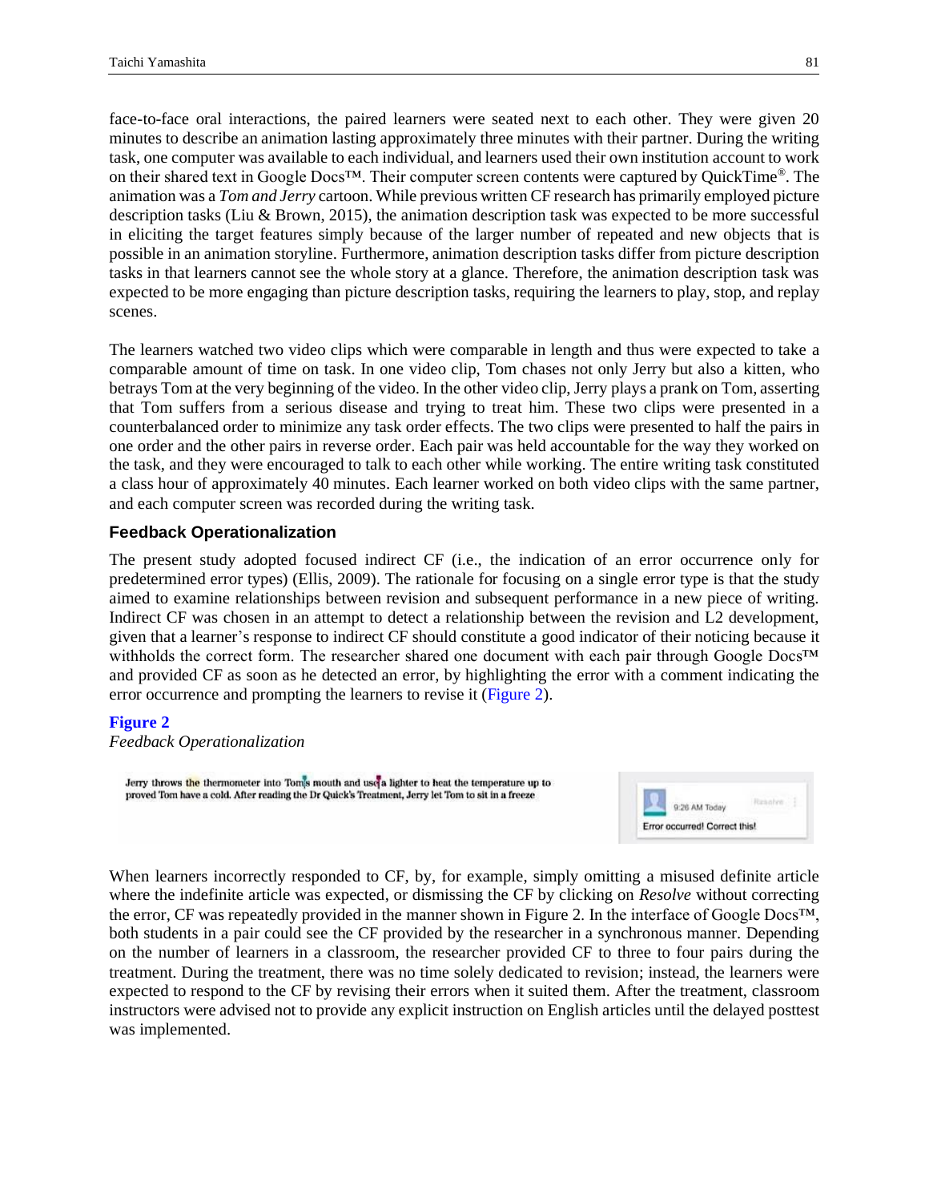face-to-face oral interactions, the paired learners were seated next to each other. They were given 20 minutes to describe an animation lasting approximately three minutes with their partner. During the writing task, one computer was available to each individual, and learners used their own institution account to work on their shared text in Google Docs™. Their computer screen contents were captured by QuickTime®. The animation was a *Tom and Jerry* cartoon. While previous written CF research has primarily employed picture description tasks (Liu & Brown, 2015), the animation description task was expected to be more successful in eliciting the target features simply because of the larger number of repeated and new objects that is possible in an animation storyline. Furthermore, animation description tasks differ from picture description tasks in that learners cannot see the whole story at a glance. Therefore, the animation description task was expected to be more engaging than picture description tasks, requiring the learners to play, stop, and replay scenes.

The learners watched two video clips which were comparable in length and thus were expected to take a comparable amount of time on task. In one video clip, Tom chases not only Jerry but also a kitten, who betrays Tom at the very beginning of the video. In the other video clip, Jerry plays a prank on Tom, asserting that Tom suffers from a serious disease and trying to treat him. These two clips were presented in a counterbalanced order to minimize any task order effects. The two clips were presented to half the pairs in one order and the other pairs in reverse order. Each pair was held accountable for the way they worked on the task, and they were encouraged to talk to each other while working. The entire writing task constituted a class hour of approximately 40 minutes. Each learner worked on both video clips with the same partner, and each computer screen was recorded during the writing task.

### Feedback Operationalization

The present study adopted focused indirect CF (i.e., the indication of an error occurrence only for predetermined error types) (Ellis, 2009). The rationale for focusing on a single error type is that the study aimed to examine relationships between revision and subsequent performance in a new piece of writing. Indirect CF was chosen in an attempt to detect a relationship between the revision and L2 development, given that a learner's response to indirect CF should constitute a good indicator of their noticing because it withholds the correct form. The researcher shared one document with each pair through Google Docs™ and provided CF as soon as he detected an error, by highlighting the error with a comment indicating the error occurrence and prompting the learners to revise it (Figure 2).

**Figure 2**
*Feedback Operationalization*

Jerry throws the thermometer into Tom's mouth and use a lighter to heat the temperature up to proved Tom have a cold. After reading the Dr Quick's Treatment, Jerry let Tom to sit in a freeze

9:26 AM Today
Resolve
Error occurred! Correct this!

When learners incorrectly responded to CF, by, for example, simply omitting a misused definite article where the indefinite article was expected, or dismissing the CF by clicking on *Resolve* without correcting the error, CF was repeatedly provided in the manner shown in Figure 2. In the interface of Google Docs™, both students in a pair could see the CF provided by the researcher in a synchronous manner. Depending on the number of learners in a classroom, the researcher provided CF to three to four pairs during the treatment. During the treatment, there was no time solely dedicated to revision; instead, the learners were expected to respond to the CF by revising their errors when it suited them. After the treatment, classroom instructors were advised not to provide any explicit instruction on English articles until the delayed posttest was implemented.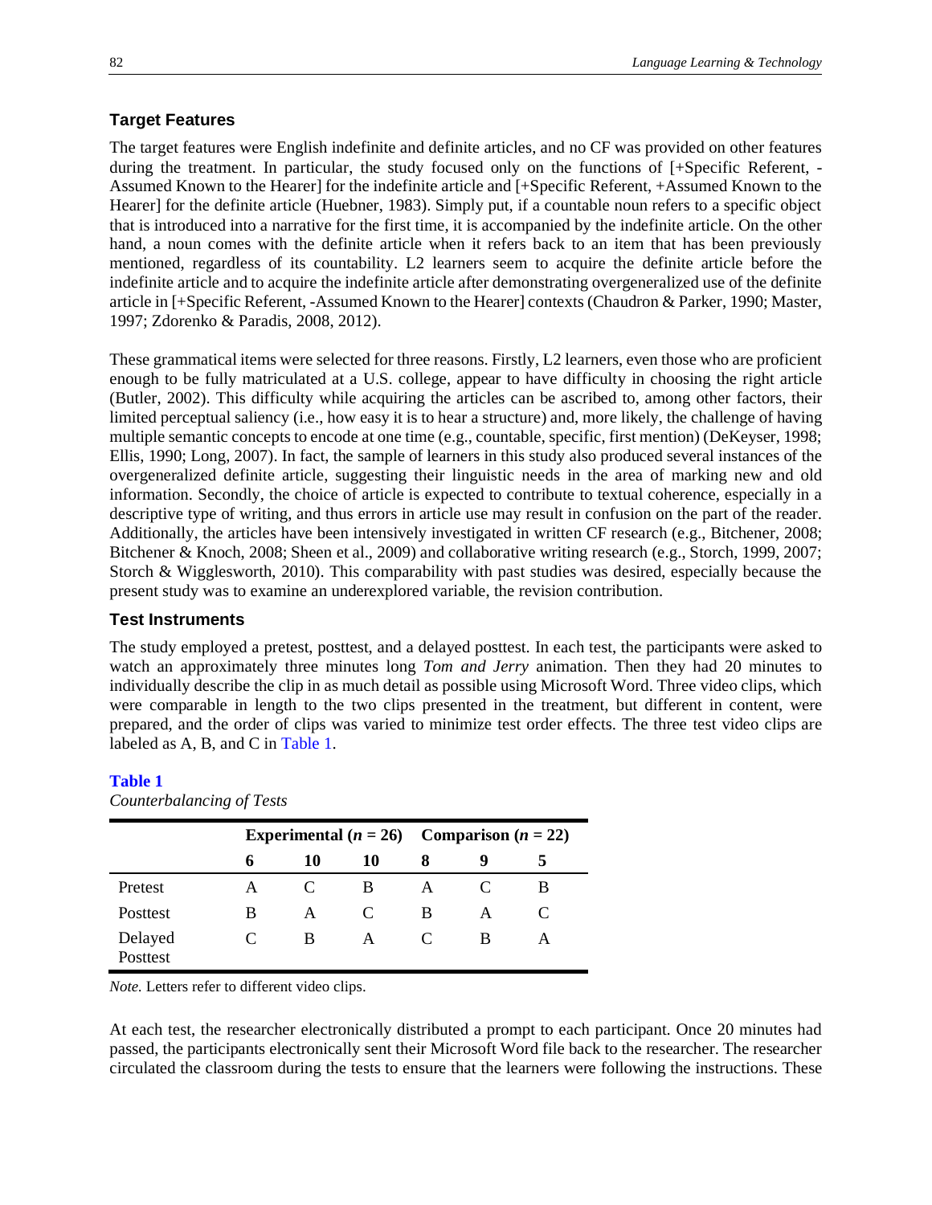### Target Features

The target features were English indefinite and definite articles, and no CF was provided on other features during the treatment. In particular, the study focused only on the functions of [+Specific Referent, -Assumed Known to the Hearer] for the indefinite article and [+Specific Referent, +Assumed Known to the Hearer] for the definite article (Huebner, 1983). Simply put, if a countable noun refers to a specific object that is introduced into a narrative for the first time, it is accompanied by the indefinite article. On the other hand, a noun comes with the definite article when it refers back to an item that has been previously mentioned, regardless of its countability. L2 learners seem to acquire the definite article before the indefinite article and to acquire the indefinite article after demonstrating overgeneralized use of the definite article in [+Specific Referent, -Assumed Known to the Hearer] contexts (Chaudron & Parker, 1990; Master, 1997; Zdorenko & Paradis, 2008, 2012).

These grammatical items were selected for three reasons. Firstly, L2 learners, even those who are proficient enough to be fully matriculated at a U.S. college, appear to have difficulty in choosing the right article (Butler, 2002). This difficulty while acquiring the articles can be ascribed to, among other factors, their limited perceptual saliency (i.e., how easy it is to hear a structure) and, more likely, the challenge of having multiple semantic concepts to encode at one time (e.g., countable, specific, first mention) (DeKeyser, 1998; Ellis, 1990; Long, 2007). In fact, the sample of learners in this study also produced several instances of the overgeneralized definite article, suggesting their linguistic needs in the area of marking new and old information. Secondly, the choice of article is expected to contribute to textual coherence, especially in a descriptive type of writing, and thus errors in article use may result in confusion on the part of the reader. Additionally, the articles have been intensively investigated in written CF research (e.g., Bitchener, 2008; Bitchener & Knoch, 2008; Sheen et al., 2009) and collaborative writing research (e.g., Storch, 1999, 2007; Storch & Wigglesworth, 2010). This comparability with past studies was desired, especially because the present study was to examine an underexplored variable, the revision contribution.

### Test Instruments

The study employed a pretest, posttest, and a delayed posttest. In each test, the participants were asked to watch an approximately three minutes long *Tom and Jerry* animation. Then they had 20 minutes to individually describe the clip in as much detail as possible using Microsoft Word. Three video clips, which were comparable in length to the two clips presented in the treatment, but different in content, were prepared, and the order of clips was varied to minimize test order effects. The three test video clips are labeled as A, B, and C in Table 1.

**Table 1**

*Counterbalancing of Tests*

| | Experimental ($n$ = 26) | | | Comparison ($n$ = 22) | | |
|---|---|---|---|---|---|---|
| | 6 | 10 | 10 | 8 | 9 | 5 |
| Pretest | A | C | B | A | C | B |
| Posttest | B | A | C | B | A | C |
| Delayed Posttest | C | B | A | C | B | A |

*Note.* Letters refer to different video clips.

At each test, the researcher electronically distributed a prompt to each participant. Once 20 minutes had passed, the participants electronically sent their Microsoft Word file back to the researcher. The researcher circulated the classroom during the tests to ensure that the learners were following the instructions. These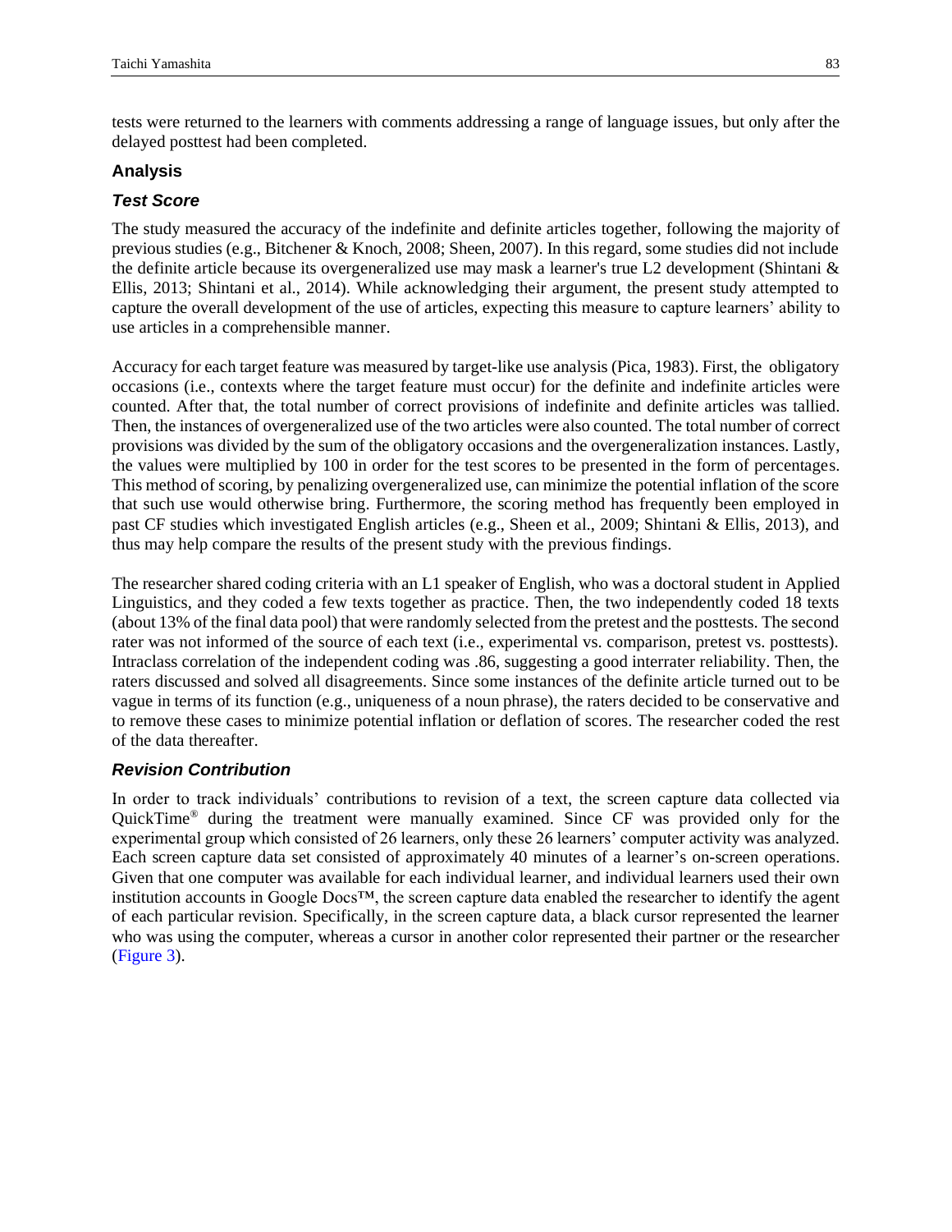tests were returned to the learners with comments addressing a range of language issues, but only after the delayed posttest had been completed.

## Analysis

### *Test Score*

The study measured the accuracy of the indefinite and definite articles together, following the majority of previous studies (e.g., Bitchener & Knoch, 2008; Sheen, 2007). In this regard, some studies did not include the definite article because its overgeneralized use may mask a learner's true L2 development (Shintani & Ellis, 2013; Shintani et al., 2014). While acknowledging their argument, the present study attempted to capture the overall development of the use of articles, expecting this measure to capture learners' ability to use articles in a comprehensible manner.

Accuracy for each target feature was measured by target-like use analysis (Pica, 1983). First, the obligatory occasions (i.e., contexts where the target feature must occur) for the definite and indefinite articles were counted. After that, the total number of correct provisions of indefinite and definite articles was tallied. Then, the instances of overgeneralized use of the two articles were also counted. The total number of correct provisions was divided by the sum of the obligatory occasions and the overgeneralization instances. Lastly, the values were multiplied by 100 in order for the test scores to be presented in the form of percentages. This method of scoring, by penalizing overgeneralized use, can minimize the potential inflation of the score that such use would otherwise bring. Furthermore, the scoring method has frequently been employed in past CF studies which investigated English articles (e.g., Sheen et al., 2009; Shintani & Ellis, 2013), and thus may help compare the results of the present study with the previous findings.

The researcher shared coding criteria with an L1 speaker of English, who was a doctoral student in Applied Linguistics, and they coded a few texts together as practice. Then, the two independently coded 18 texts (about 13% of the final data pool) that were randomly selected from the pretest and the posttests. The second rater was not informed of the source of each text (i.e., experimental vs. comparison, pretest vs. posttests). Intraclass correlation of the independent coding was .86, suggesting a good interrater reliability. Then, the raters discussed and solved all disagreements. Since some instances of the definite article turned out to be vague in terms of its function (e.g., uniqueness of a noun phrase), the raters decided to be conservative and to remove these cases to minimize potential inflation or deflation of scores. The researcher coded the rest of the data thereafter.

### *Revision Contribution*

In order to track individuals' contributions to revision of a text, the screen capture data collected via QuickTime® during the treatment were manually examined. Since CF was provided only for the experimental group which consisted of 26 learners, only these 26 learners' computer activity was analyzed. Each screen capture data set consisted of approximately 40 minutes of a learner's on-screen operations. Given that one computer was available for each individual learner, and individual learners used their own institution accounts in Google Docs™, the screen capture data enabled the researcher to identify the agent of each particular revision. Specifically, in the screen capture data, a black cursor represented the learner who was using the computer, whereas a cursor in another color represented their partner or the researcher (Figure 3).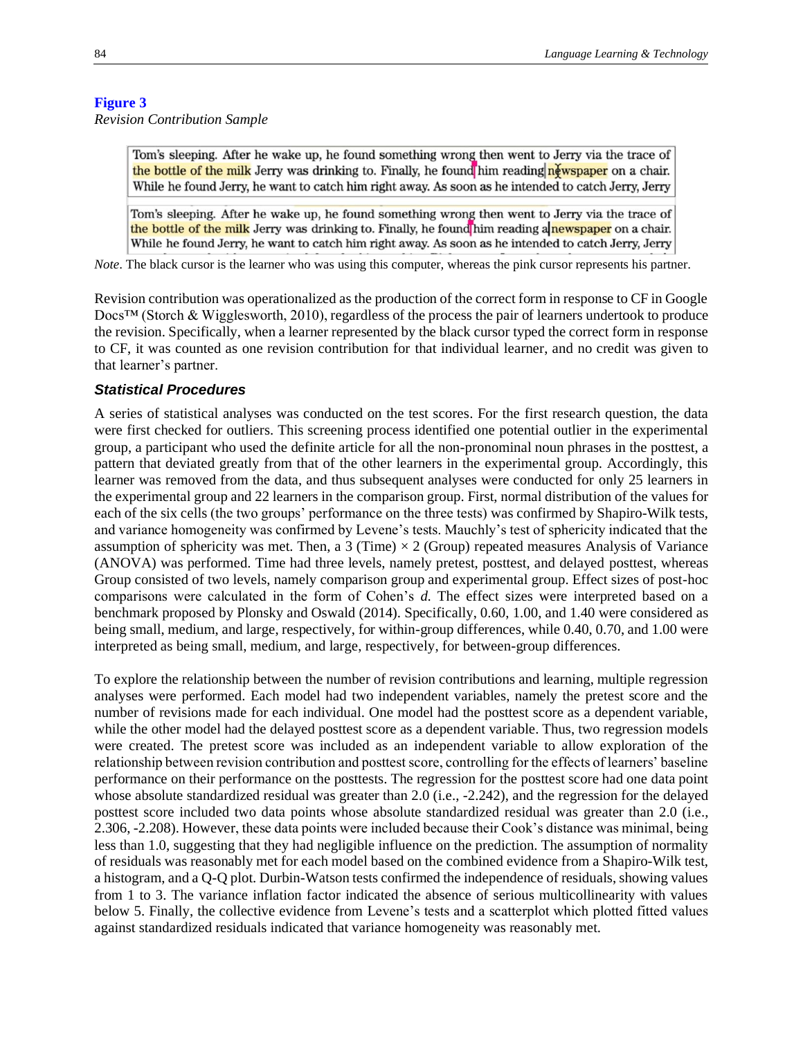**Figure 3**

*Revision Contribution Sample*

*Note*. The black cursor is the learner who was using this computer, whereas the pink cursor represents his partner.

Revision contribution was operationalized as the production of the correct form in response to CF in Google Docs™ (Storch & Wigglesworth, 2010), regardless of the process the pair of learners undertook to produce the revision. Specifically, when a learner represented by the black cursor typed the correct form in response to CF, it was counted as one revision contribution for that individual learner, and no credit was given to that learner's partner.

### *Statistical Procedures*

A series of statistical analyses was conducted on the test scores. For the first research question, the data were first checked for outliers. This screening process identified one potential outlier in the experimental group, a participant who used the definite article for all the non-pronominal noun phrases in the posttest, a pattern that deviated greatly from that of the other learners in the experimental group. Accordingly, this learner was removed from the data, and thus subsequent analyses were conducted for only 25 learners in the experimental group and 22 learners in the comparison group. First, normal distribution of the values for each of the six cells (the two groups' performance on the three tests) was confirmed by Shapiro-Wilk tests, and variance homogeneity was confirmed by Levene's tests. Mauchly's test of sphericity indicated that the assumption of sphericity was met. Then, a 3 (Time) × 2 (Group) repeated measures Analysis of Variance (ANOVA) was performed. Time had three levels, namely pretest, posttest, and delayed posttest, whereas Group consisted of two levels, namely comparison group and experimental group. Effect sizes of post-hoc comparisons were calculated in the form of Cohen's *d*. The effect sizes were interpreted based on a benchmark proposed by Plonsky and Oswald (2014). Specifically, 0.60, 1.00, and 1.40 were considered as being small, medium, and large, respectively, for within-group differences, while 0.40, 0.70, and 1.00 were interpreted as being small, medium, and large, respectively, for between-group differences.

To explore the relationship between the number of revision contributions and learning, multiple regression analyses were performed. Each model had two independent variables, namely the pretest score and the number of revisions made for each individual. One model had the posttest score as a dependent variable, while the other model had the delayed posttest score as a dependent variable. Thus, two regression models were created. The pretest score was included as an independent variable to allow exploration of the relationship between revision contribution and posttest score, controlling for the effects of learners' baseline performance on their performance on the posttests. The regression for the posttest score had one data point whose absolute standardized residual was greater than 2.0 (i.e., -2.242), and the regression for the delayed posttest score included two data points whose absolute standardized residual was greater than 2.0 (i.e., 2.306, -2.208). However, these data points were included because their Cook's distance was minimal, being less than 1.0, suggesting that they had negligible influence on the prediction. The assumption of normality of residuals was reasonably met for each model based on the combined evidence from a Shapiro-Wilk test, a histogram, and a Q-Q plot. Durbin-Watson tests confirmed the independence of residuals, showing values from 1 to 3. The variance inflation factor indicated the absence of serious multicollinearity with values below 5. Finally, the collective evidence from Levene's tests and a scatterplot which plotted fitted values against standardized residuals indicated that variance homogeneity was reasonably met.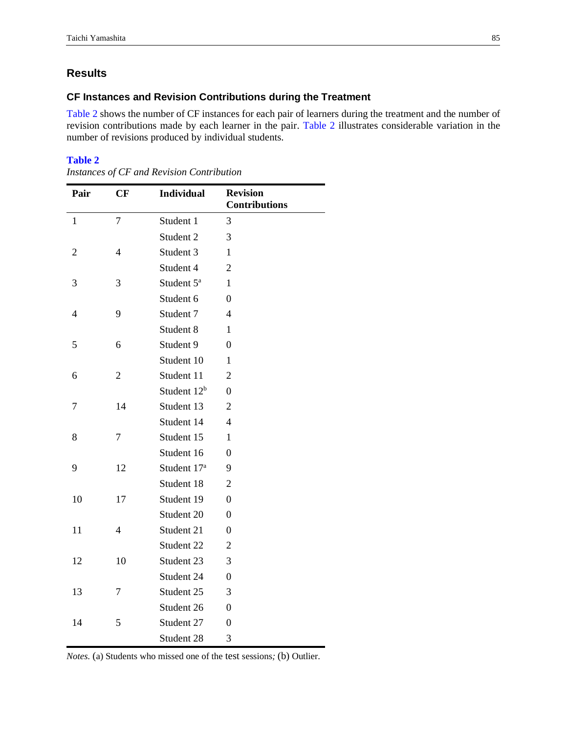## Results

### CF Instances and Revision Contributions during the Treatment

Table 2 shows the number of CF instances for each pair of learners during the treatment and the number of revision contributions made by each learner in the pair. Table 2 illustrates considerable variation in the number of revisions produced by individual students.

**Table 2**

*Instances of CF and Revision Contribution*

| Pair | CF | Individual | Revision Contributions |
|---|---|---|---|
| 1 | 7 | Student 1 | 3 |
| | | Student 2 | 3 |
| 2 | 4 | Student 3 | 1 |
| | | Student 4 | 2 |
| 3 | 3 | Student 5[a] | 1 |
| | | Student 6 | 0 |
| 4 | 9 | Student 7 | 4 |
| | | Student 8 | 1 |
| 5 | 6 | Student 9 | 0 |
| | | Student 10 | 1 |
| 6 | 2 | Student 11 | 2 |
| | | Student 12[b] | 0 |
| 7 | 14 | Student 13 | 2 |
| | | Student 14 | 4 |
| 8 | 7 | Student 15 | 1 |
| | | Student 16 | 0 |
| 9 | 12 | Student 17[a] | 9 |
| | | Student 18 | 2 |
| 10 | 17 | Student 19 | 0 |
| | | Student 20 | 0 |
| 11 | 4 | Student 21 | 0 |
| | | Student 22 | 2 |
| 12 | 10 | Student 23 | 3 |
| | | Student 24 | 0 |
| 13 | 7 | Student 25 | 3 |
| | | Student 26 | 0 |
| 14 | 5 | Student 27 | 0 |
| | | Student 28 | 3 |

*Notes.* (a) Students who missed one of the test sessions*;* (b) Outlier.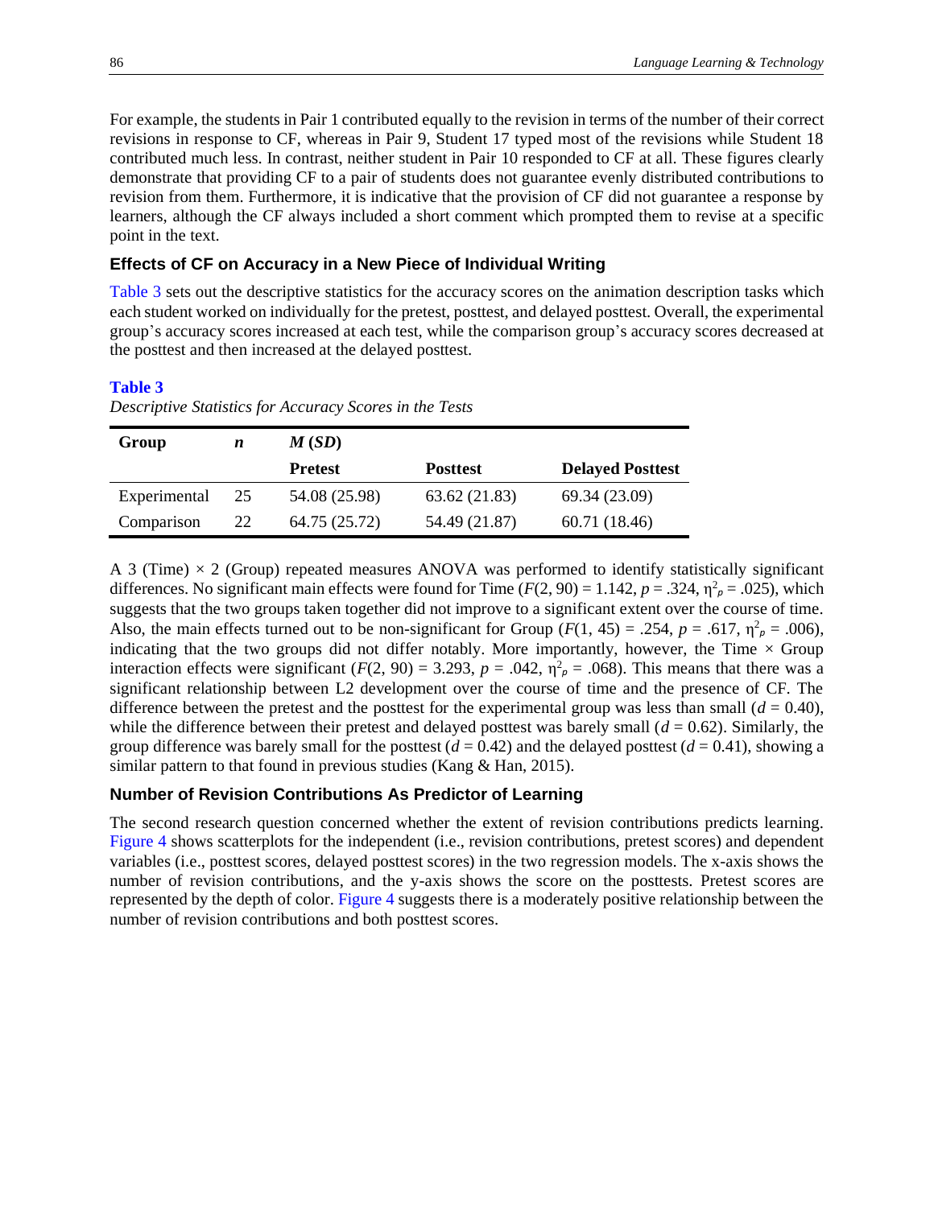For example, the students in Pair 1 contributed equally to the revision in terms of the number of their correct revisions in response to CF, whereas in Pair 9, Student 17 typed most of the revisions while Student 18 contributed much less. In contrast, neither student in Pair 10 responded to CF at all. These figures clearly demonstrate that providing CF to a pair of students does not guarantee evenly distributed contributions to revision from them. Furthermore, it is indicative that the provision of CF did not guarantee a response by learners, although the CF always included a short comment which prompted them to revise at a specific point in the text.

### Effects of CF on Accuracy in a New Piece of Individual Writing

Table 3 sets out the descriptive statistics for the accuracy scores on the animation description tasks which each student worked on individually for the pretest, posttest, and delayed posttest. Overall, the experimental group's accuracy scores increased at each test, while the comparison group's accuracy scores decreased at the posttest and then increased at the delayed posttest.

**Table 3**

*Descriptive Statistics for Accuracy Scores in the Tests*

| **Group** | ***n*** | ***M* (*SD*)** | | |
|---|---|---|---|---|
| | | **Pretest** | **Posttest** | **Delayed Posttest** |
| Experimental | 25 | 54.08 (25.98) | 63.62 (21.83) | 69.34 (23.09) |
| Comparison | 22 | 64.75 (25.72) | 54.49 (21.87) | 60.71 (18.46) |

A 3 (Time) × 2 (Group) repeated measures ANOVA was performed to identify statistically significant differences. No significant main effects were found for Time ($F(2, 90) = 1.142$, $p = .324$, $\eta^2_p = .025$), which suggests that the two groups taken together did not improve to a significant extent over the course of time. Also, the main effects turned out to be non-significant for Group ($F(1, 45) = .254$, $p = .617$, $\eta^2_p = .006$), indicating that the two groups did not differ notably. More importantly, however, the Time × Group interaction effects were significant ($F(2, 90) = 3.293$, $p = .042$, $\eta^2_p = .068$). This means that there was a significant relationship between L2 development over the course of time and the presence of CF. The difference between the pretest and the posttest for the experimental group was less than small ($d = 0.40$), while the difference between their pretest and delayed posttest was barely small ($d = 0.62$). Similarly, the group difference was barely small for the posttest ($d = 0.42$) and the delayed posttest ($d = 0.41$), showing a similar pattern to that found in previous studies (Kang & Han, 2015).

### Number of Revision Contributions As Predictor of Learning

The second research question concerned whether the extent of revision contributions predicts learning. Figure 4 shows scatterplots for the independent (i.e., revision contributions, pretest scores) and dependent variables (i.e., posttest scores, delayed posttest scores) in the two regression models. The x-axis shows the number of revision contributions, and the y-axis shows the score on the posttests. Pretest scores are represented by the depth of color. Figure 4 suggests there is a moderately positive relationship between the number of revision contributions and both posttest scores.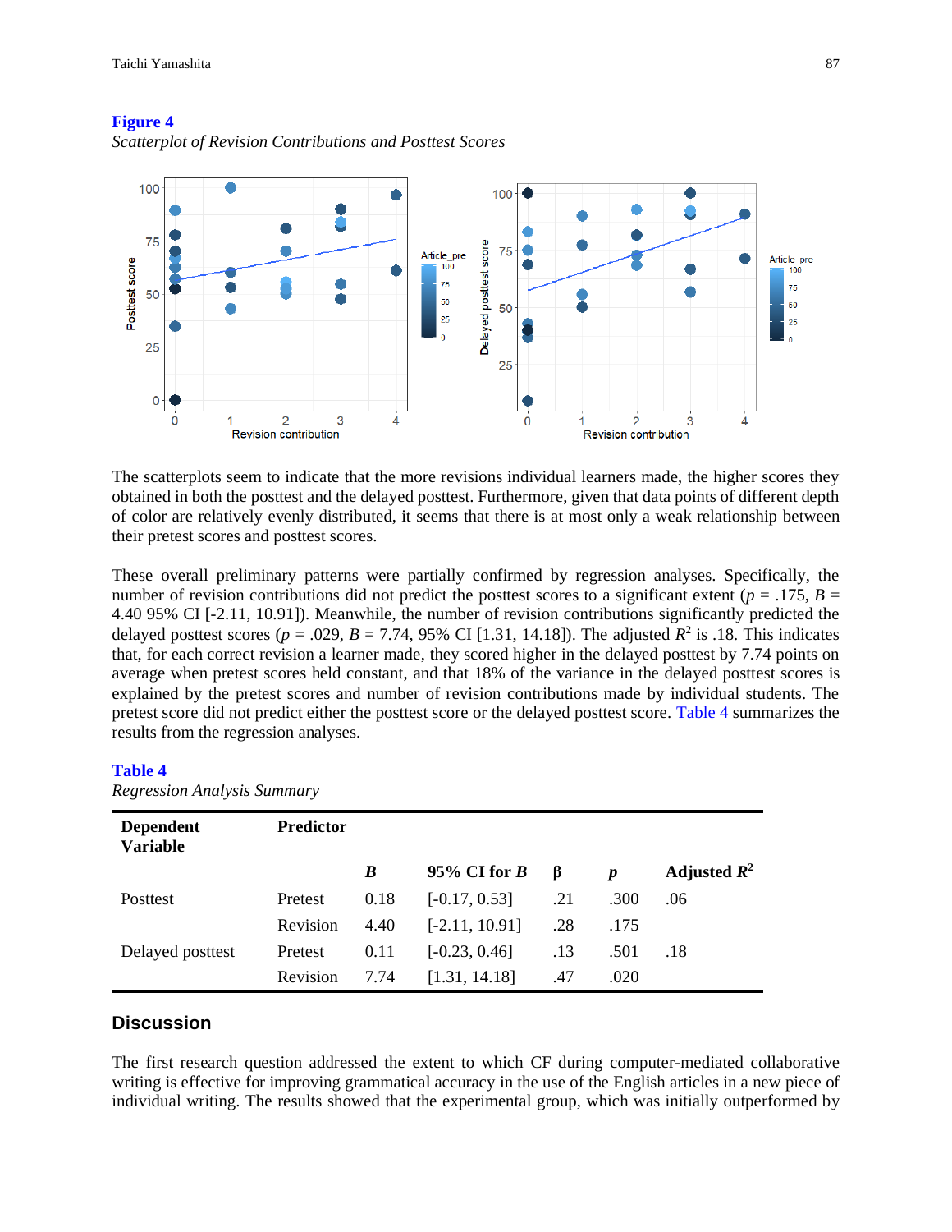**Figure 4**

*Scatterplot of Revision Contributions and Posttest Scores*

The scatterplots seem to indicate that the more revisions individual learners made, the higher scores they obtained in both the posttest and the delayed posttest. Furthermore, given that data points of different depth of color are relatively evenly distributed, it seems that there is at most only a weak relationship between their pretest scores and posttest scores.

These overall preliminary patterns were partially confirmed by regression analyses. Specifically, the number of revision contributions did not predict the posttest scores to a significant extent ($p$ = .175, $B$ = 4.40 95% CI [-2.11, 10.91]). Meanwhile, the number of revision contributions significantly predicted the delayed posttest scores ($p$ = .029, $B$ = 7.74, 95% CI [1.31, 14.18]). The adjusted $R^2$ is .18. This indicates that, for each correct revision a learner made, they scored higher in the delayed posttest by 7.74 points on average when pretest scores held constant, and that 18% of the variance in the delayed posttest scores is explained by the pretest scores and number of revision contributions made by individual students. The pretest score did not predict either the posttest score or the delayed posttest score. Table 4 summarizes the results from the regression analyses.

**Table 4**

*Regression Analysis Summary*

| Dependent Variable | Predictor | $B$ | 95% CI for $B$ | β | $p$ | Adjusted $R^2$ |
|---|---|---|---|---|---|---|
| Posttest | Pretest | 0.18 | [-0.17, 0.53] | .21 | .300 | .06 |
| | Revision | 4.40 | [-2.11, 10.91] | .28 | .175 | |
| Delayed posttest | Pretest | 0.11 | [-0.23, 0.46] | .13 | .501 | .18 |
| | Revision | 7.74 | [1.31, 14.18] | .47 | .020 | |

## Discussion

The first research question addressed the extent to which CF during computer-mediated collaborative writing is effective for improving grammatical accuracy in the use of the English articles in a new piece of individual writing. The results showed that the experimental group, which was initially outperformed by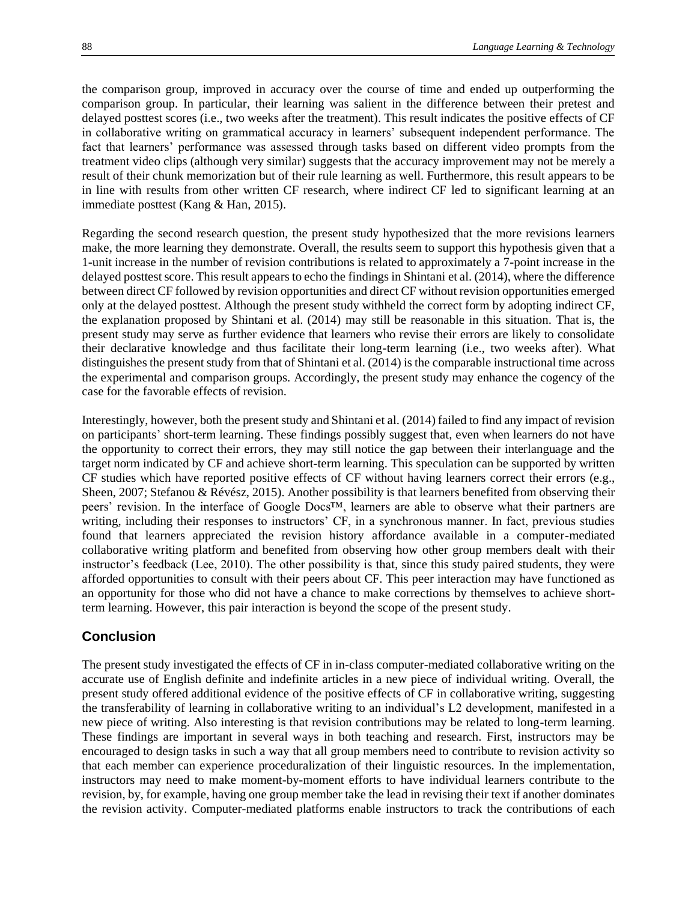the comparison group, improved in accuracy over the course of time and ended up outperforming the comparison group. In particular, their learning was salient in the difference between their pretest and delayed posttest scores (i.e., two weeks after the treatment). This result indicates the positive effects of CF in collaborative writing on grammatical accuracy in learners' subsequent independent performance. The fact that learners' performance was assessed through tasks based on different video prompts from the treatment video clips (although very similar) suggests that the accuracy improvement may not be merely a result of their chunk memorization but of their rule learning as well. Furthermore, this result appears to be in line with results from other written CF research, where indirect CF led to significant learning at an immediate posttest (Kang & Han, 2015).

Regarding the second research question, the present study hypothesized that the more revisions learners make, the more learning they demonstrate. Overall, the results seem to support this hypothesis given that a 1-unit increase in the number of revision contributions is related to approximately a 7-point increase in the delayed posttest score. This result appears to echo the findings in Shintani et al. (2014), where the difference between direct CF followed by revision opportunities and direct CF without revision opportunities emerged only at the delayed posttest. Although the present study withheld the correct form by adopting indirect CF, the explanation proposed by Shintani et al. (2014) may still be reasonable in this situation. That is, the present study may serve as further evidence that learners who revise their errors are likely to consolidate their declarative knowledge and thus facilitate their long-term learning (i.e., two weeks after). What distinguishes the present study from that of Shintani et al. (2014) is the comparable instructional time across the experimental and comparison groups. Accordingly, the present study may enhance the cogency of the case for the favorable effects of revision.

Interestingly, however, both the present study and Shintani et al. (2014) failed to find any impact of revision on participants' short-term learning. These findings possibly suggest that, even when learners do not have the opportunity to correct their errors, they may still notice the gap between their interlanguage and the target norm indicated by CF and achieve short-term learning. This speculation can be supported by written CF studies which have reported positive effects of CF without having learners correct their errors (e.g., Sheen, 2007; Stefanou & Révész, 2015). Another possibility is that learners benefited from observing their peers' revision. In the interface of Google Docs™, learners are able to observe what their partners are writing, including their responses to instructors' CF, in a synchronous manner. In fact, previous studies found that learners appreciated the revision history affordance available in a computer-mediated collaborative writing platform and benefited from observing how other group members dealt with their instructor's feedback (Lee, 2010). The other possibility is that, since this study paired students, they were afforded opportunities to consult with their peers about CF. This peer interaction may have functioned as an opportunity for those who did not have a chance to make corrections by themselves to achieve short-term learning. However, this pair interaction is beyond the scope of the present study.

## Conclusion

The present study investigated the effects of CF in in-class computer-mediated collaborative writing on the accurate use of English definite and indefinite articles in a new piece of individual writing. Overall, the present study offered additional evidence of the positive effects of CF in collaborative writing, suggesting the transferability of learning in collaborative writing to an individual's L2 development, manifested in a new piece of writing. Also interesting is that revision contributions may be related to long-term learning. These findings are important in several ways in both teaching and research. First, instructors may be encouraged to design tasks in such a way that all group members need to contribute to revision activity so that each member can experience proceduralization of their linguistic resources. In the implementation, instructors may need to make moment-by-moment efforts to have individual learners contribute to the revision, by, for example, having one group member take the lead in revising their text if another dominates the revision activity. Computer-mediated platforms enable instructors to track the contributions of each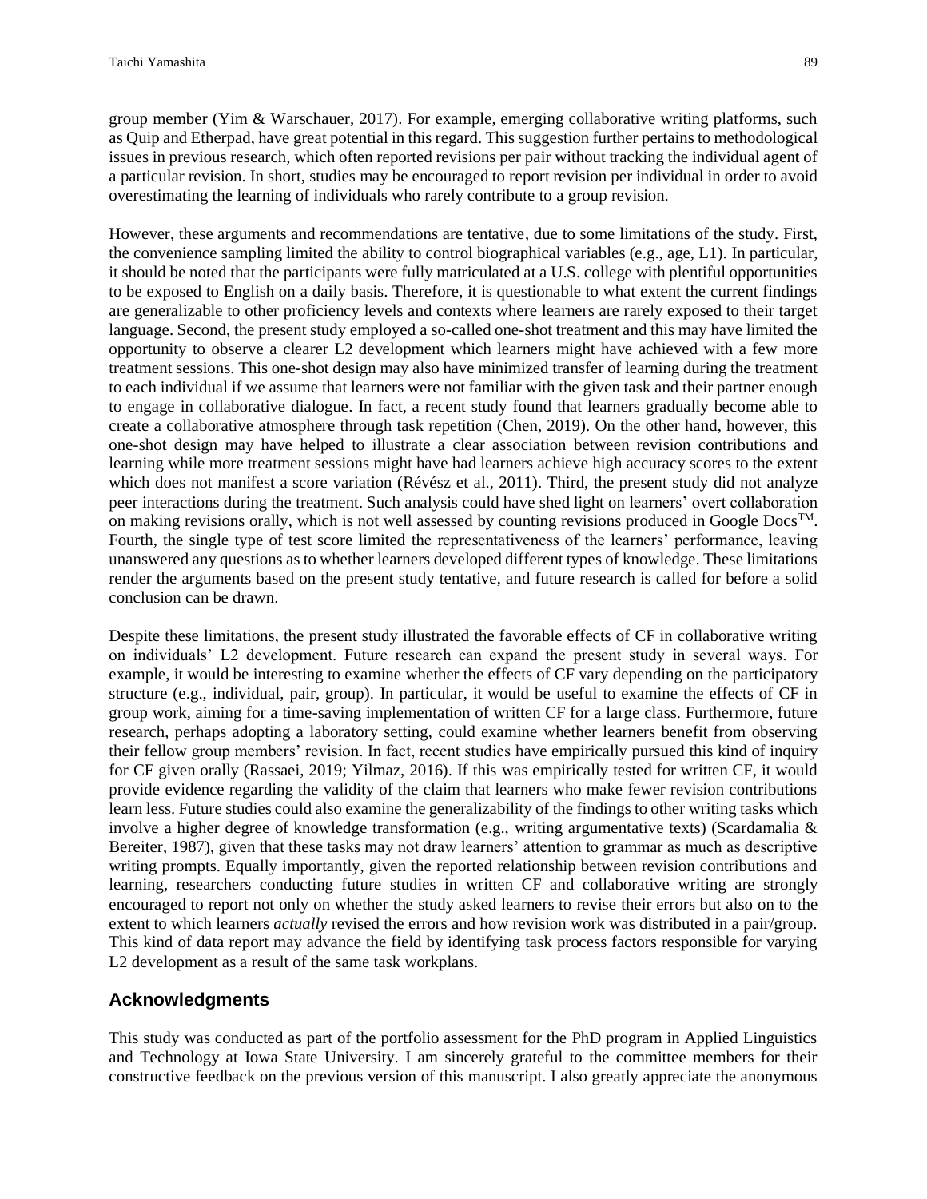group member (Yim & Warschauer, 2017). For example, emerging collaborative writing platforms, such as Quip and Etherpad, have great potential in this regard. This suggestion further pertains to methodological issues in previous research, which often reported revisions per pair without tracking the individual agent of a particular revision. In short, studies may be encouraged to report revision per individual in order to avoid overestimating the learning of individuals who rarely contribute to a group revision.

However, these arguments and recommendations are tentative, due to some limitations of the study. First, the convenience sampling limited the ability to control biographical variables (e.g., age, L1). In particular, it should be noted that the participants were fully matriculated at a U.S. college with plentiful opportunities to be exposed to English on a daily basis. Therefore, it is questionable to what extent the current findings are generalizable to other proficiency levels and contexts where learners are rarely exposed to their target language. Second, the present study employed a so-called one-shot treatment and this may have limited the opportunity to observe a clearer L2 development which learners might have achieved with a few more treatment sessions. This one-shot design may also have minimized transfer of learning during the treatment to each individual if we assume that learners were not familiar with the given task and their partner enough to engage in collaborative dialogue. In fact, a recent study found that learners gradually become able to create a collaborative atmosphere through task repetition (Chen, 2019). On the other hand, however, this one-shot design may have helped to illustrate a clear association between revision contributions and learning while more treatment sessions might have had learners achieve high accuracy scores to the extent which does not manifest a score variation (Révész et al., 2011). Third, the present study did not analyze peer interactions during the treatment. Such analysis could have shed light on learners' overt collaboration on making revisions orally, which is not well assessed by counting revisions produced in Google Docs™. Fourth, the single type of test score limited the representativeness of the learners' performance, leaving unanswered any questions as to whether learners developed different types of knowledge. These limitations render the arguments based on the present study tentative, and future research is called for before a solid conclusion can be drawn.

Despite these limitations, the present study illustrated the favorable effects of CF in collaborative writing on individuals' L2 development. Future research can expand the present study in several ways. For example, it would be interesting to examine whether the effects of CF vary depending on the participatory structure (e.g., individual, pair, group). In particular, it would be useful to examine the effects of CF in group work, aiming for a time-saving implementation of written CF for a large class. Furthermore, future research, perhaps adopting a laboratory setting, could examine whether learners benefit from observing their fellow group members' revision. In fact, recent studies have empirically pursued this kind of inquiry for CF given orally (Rassaei, 2019; Yilmaz, 2016). If this was empirically tested for written CF, it would provide evidence regarding the validity of the claim that learners who make fewer revision contributions learn less. Future studies could also examine the generalizability of the findings to other writing tasks which involve a higher degree of knowledge transformation (e.g., writing argumentative texts) (Scardamalia & Bereiter, 1987), given that these tasks may not draw learners' attention to grammar as much as descriptive writing prompts. Equally importantly, given the reported relationship between revision contributions and learning, researchers conducting future studies in written CF and collaborative writing are strongly encouraged to report not only on whether the study asked learners to revise their errors but also on to the extent to which learners *actually* revised the errors and how revision work was distributed in a pair/group. This kind of data report may advance the field by identifying task process factors responsible for varying L2 development as a result of the same task workplans.

## Acknowledgments

This study was conducted as part of the portfolio assessment for the PhD program in Applied Linguistics and Technology at Iowa State University. I am sincerely grateful to the committee members for their constructive feedback on the previous version of this manuscript. I also greatly appreciate the anonymous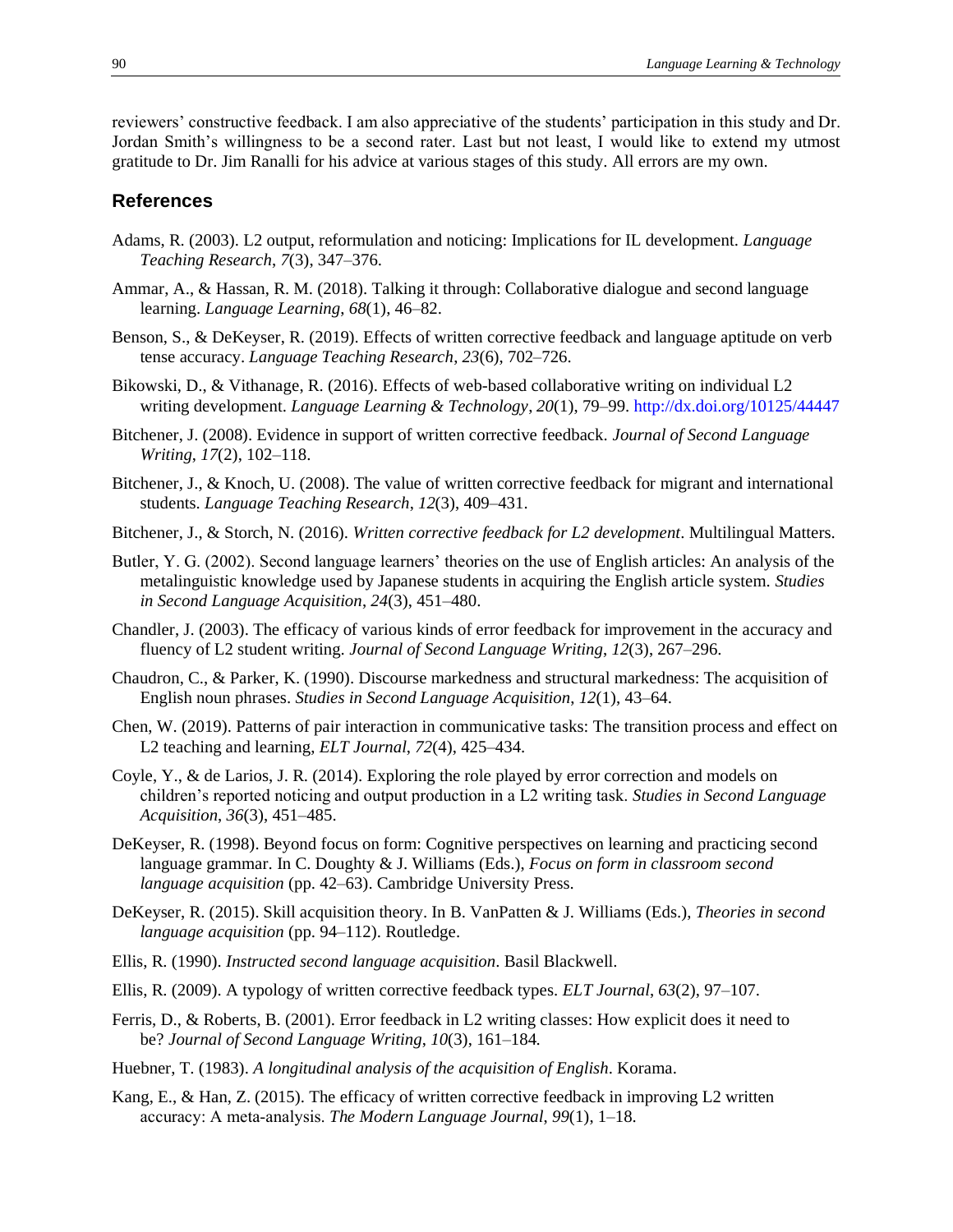reviewers' constructive feedback. I am also appreciative of the students' participation in this study and Dr. Jordan Smith's willingness to be a second rater. Last but not least, I would like to extend my utmost gratitude to Dr. Jim Ranalli for his advice at various stages of this study. All errors are my own.

## References

Adams, R. (2003). L2 output, reformulation and noticing: Implications for IL development. *Language Teaching Research*, *7*(3), 347–376.

Ammar, A., & Hassan, R. M. (2018). Talking it through: Collaborative dialogue and second language learning. *Language Learning*, *68*(1), 46–82.

Benson, S., & DeKeyser, R. (2019). Effects of written corrective feedback and language aptitude on verb tense accuracy. *Language Teaching Research*, *23*(6), 702–726.

Bikowski, D., & Vithanage, R. (2016). Effects of web-based collaborative writing on individual L2 writing development. *Language Learning & Technology*, *20*(1), 79–99. http://dx.doi.org/10125/44447

Bitchener, J. (2008). Evidence in support of written corrective feedback. *Journal of Second Language Writing*, *17*(2), 102–118.

Bitchener, J., & Knoch, U. (2008). The value of written corrective feedback for migrant and international students. *Language Teaching Research*, *12*(3), 409–431.

Bitchener, J., & Storch, N. (2016). *Written corrective feedback for L2 development*. Multilingual Matters.

Butler, Y. G. (2002). Second language learners' theories on the use of English articles: An analysis of the metalinguistic knowledge used by Japanese students in acquiring the English article system. *Studies in Second Language Acquisition*, *24*(3), 451–480.

Chandler, J. (2003). The efficacy of various kinds of error feedback for improvement in the accuracy and fluency of L2 student writing. *Journal of Second Language Writing*, *12*(3), 267–296.

Chaudron, C., & Parker, K. (1990). Discourse markedness and structural markedness: The acquisition of English noun phrases. *Studies in Second Language Acquisition*, *12*(1), 43–64.

Chen, W. (2019). Patterns of pair interaction in communicative tasks: The transition process and effect on L2 teaching and learning, *ELT Journal*, *72*(4), 425–434.

Coyle, Y., & de Larios, J. R. (2014). Exploring the role played by error correction and models on children's reported noticing and output production in a L2 writing task. *Studies in Second Language Acquisition*, *36*(3), 451–485.

DeKeyser, R. (1998). Beyond focus on form: Cognitive perspectives on learning and practicing second language grammar. In C. Doughty & J. Williams (Eds.), *Focus on form in classroom second language acquisition* (pp. 42–63). Cambridge University Press.

DeKeyser, R. (2015). Skill acquisition theory. In B. VanPatten & J. Williams (Eds.), *Theories in second language acquisition* (pp. 94–112). Routledge.

Ellis, R. (1990). *Instructed second language acquisition*. Basil Blackwell.

Ellis, R. (2009). A typology of written corrective feedback types. *ELT Journal*, *63*(2), 97–107.

Ferris, D., & Roberts, B. (2001). Error feedback in L2 writing classes: How explicit does it need to be? *Journal of Second Language Writing*, *10*(3), 161–184.

Huebner, T. (1983). *A longitudinal analysis of the acquisition of English*. Korama.

Kang, E., & Han, Z. (2015). The efficacy of written corrective feedback in improving L2 written accuracy: A meta-analysis. *The Modern Language Journal*, *99*(1), 1–18.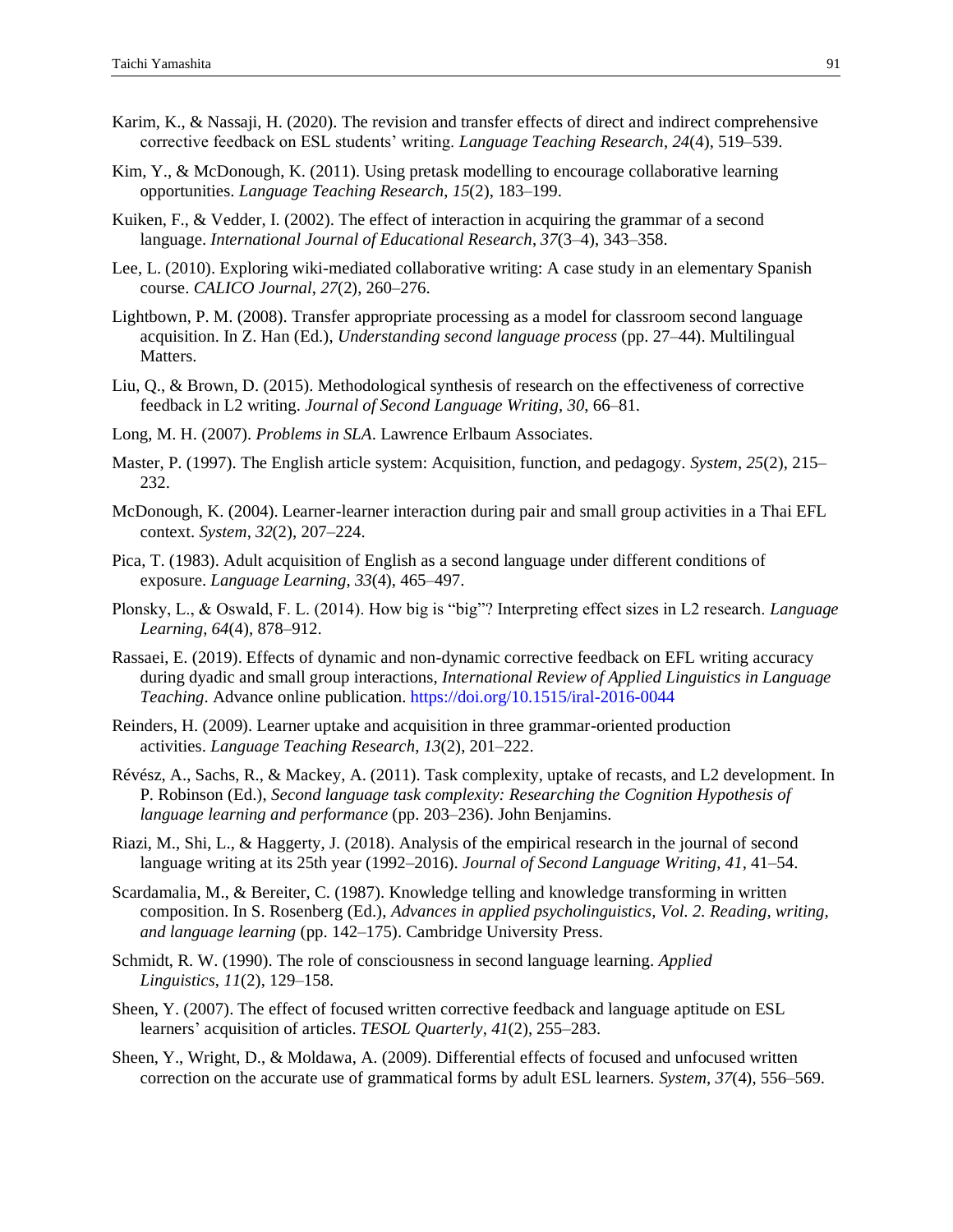Karim, K., & Nassaji, H. (2020). The revision and transfer effects of direct and indirect comprehensive corrective feedback on ESL students' writing. *Language Teaching Research*, *24*(4), 519–539.

Kim, Y., & McDonough, K. (2011). Using pretask modelling to encourage collaborative learning opportunities. *Language Teaching Research*, *15*(2), 183–199.

Kuiken, F., & Vedder, I. (2002). The effect of interaction in acquiring the grammar of a second language. *International Journal of Educational Research*, *37*(3–4), 343–358.

Lee, L. (2010). Exploring wiki-mediated collaborative writing: A case study in an elementary Spanish course. *CALICO Journal*, *27*(2), 260–276.

Lightbown, P. M. (2008). Transfer appropriate processing as a model for classroom second language acquisition. In Z. Han (Ed.), *Understanding second language process* (pp. 27–44). Multilingual Matters.

Liu, Q., & Brown, D. (2015). Methodological synthesis of research on the effectiveness of corrective feedback in L2 writing. *Journal of Second Language Writing*, *30*, 66–81.

Long, M. H. (2007). *Problems in SLA*. Lawrence Erlbaum Associates.

Master, P. (1997). The English article system: Acquisition, function, and pedagogy. *System*, *25*(2), 215–232.

McDonough, K. (2004). Learner-learner interaction during pair and small group activities in a Thai EFL context. *System*, *32*(2), 207–224.

Pica, T. (1983). Adult acquisition of English as a second language under different conditions of exposure. *Language Learning*, *33*(4), 465–497.

Plonsky, L., & Oswald, F. L. (2014). How big is "big"? Interpreting effect sizes in L2 research. *Language Learning*, *64*(4), 878–912.

Rassaei, E. (2019). Effects of dynamic and non-dynamic corrective feedback on EFL writing accuracy during dyadic and small group interactions, *International Review of Applied Linguistics in Language Teaching*. Advance online publication. https://doi.org/10.1515/iral-2016-0044

Reinders, H. (2009). Learner uptake and acquisition in three grammar-oriented production activities. *Language Teaching Research*, *13*(2), 201–222.

Révész, A., Sachs, R., & Mackey, A. (2011). Task complexity, uptake of recasts, and L2 development. In P. Robinson (Ed.), *Second language task complexity: Researching the Cognition Hypothesis of language learning and performance* (pp. 203–236). John Benjamins.

Riazi, M., Shi, L., & Haggerty, J. (2018). Analysis of the empirical research in the journal of second language writing at its 25th year (1992–2016). *Journal of Second Language Writing*, *41*, 41–54.

Scardamalia, M., & Bereiter, C. (1987). Knowledge telling and knowledge transforming in written composition. In S. Rosenberg (Ed.), *Advances in applied psycholinguistics, Vol. 2. Reading, writing, and language learning* (pp. 142–175). Cambridge University Press.

Schmidt, R. W. (1990). The role of consciousness in second language learning. *Applied Linguistics*, *11*(2), 129–158.

Sheen, Y. (2007). The effect of focused written corrective feedback and language aptitude on ESL learners' acquisition of articles. *TESOL Quarterly*, *41*(2), 255–283.

Sheen, Y., Wright, D., & Moldawa, A. (2009). Differential effects of focused and unfocused written correction on the accurate use of grammatical forms by adult ESL learners. *System*, *37*(4), 556–569.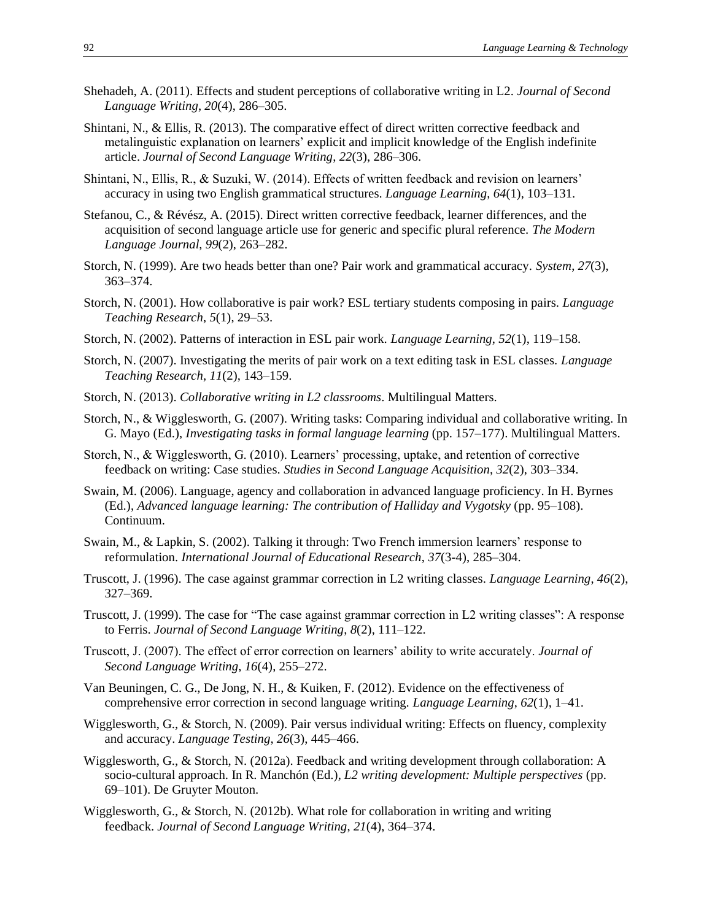Shehadeh, A. (2011). Effects and student perceptions of collaborative writing in L2. *Journal of Second Language Writing*, *20*(4), 286–305.

Shintani, N., & Ellis, R. (2013). The comparative effect of direct written corrective feedback and metalinguistic explanation on learners' explicit and implicit knowledge of the English indefinite article. *Journal of Second Language Writing*, *22*(3), 286–306.

Shintani, N., Ellis, R., & Suzuki, W. (2014). Effects of written feedback and revision on learners' accuracy in using two English grammatical structures. *Language Learning*, *64*(1), 103–131.

Stefanou, C., & Révész, A. (2015). Direct written corrective feedback, learner differences, and the acquisition of second language article use for generic and specific plural reference. *The Modern Language Journal*, *99*(2), 263–282.

Storch, N. (1999). Are two heads better than one? Pair work and grammatical accuracy. *System*, *27*(3), 363–374.

Storch, N. (2001). How collaborative is pair work? ESL tertiary students composing in pairs. *Language Teaching Research*, *5*(1), 29–53.

Storch, N. (2002). Patterns of interaction in ESL pair work. *Language Learning*, *52*(1), 119–158.

Storch, N. (2007). Investigating the merits of pair work on a text editing task in ESL classes. *Language Teaching Research*, *11*(2), 143–159.

Storch, N. (2013). *Collaborative writing in L2 classrooms*. Multilingual Matters.

Storch, N., & Wigglesworth, G. (2007). Writing tasks: Comparing individual and collaborative writing. In G. Mayo (Ed.), *Investigating tasks in formal language learning* (pp. 157–177). Multilingual Matters.

Storch, N., & Wigglesworth, G. (2010). Learners' processing, uptake, and retention of corrective feedback on writing: Case studies. *Studies in Second Language Acquisition*, *32*(2), 303–334.

Swain, M. (2006). Language, agency and collaboration in advanced language proficiency. In H. Byrnes (Ed.), *Advanced language learning: The contribution of Halliday and Vygotsky* (pp. 95–108). Continuum.

Swain, M., & Lapkin, S. (2002). Talking it through: Two French immersion learners' response to reformulation. *International Journal of Educational Research*, *37*(3-4), 285–304.

Truscott, J. (1996). The case against grammar correction in L2 writing classes. *Language Learning*, *46*(2), 327–369.

Truscott, J. (1999). The case for "The case against grammar correction in L2 writing classes": A response to Ferris. *Journal of Second Language Writing*, *8*(2), 111–122.

Truscott, J. (2007). The effect of error correction on learners' ability to write accurately. *Journal of Second Language Writing*, *16*(4), 255–272.

Van Beuningen, C. G., De Jong, N. H., & Kuiken, F. (2012). Evidence on the effectiveness of comprehensive error correction in second language writing. *Language Learning*, *62*(1), 1–41.

Wigglesworth, G., & Storch, N. (2009). Pair versus individual writing: Effects on fluency, complexity and accuracy. *Language Testing*, *26*(3), 445–466.

Wigglesworth, G., & Storch, N. (2012a). Feedback and writing development through collaboration: A socio-cultural approach. In R. Manchón (Ed.), *L2 writing development: Multiple perspectives* (pp. 69–101). De Gruyter Mouton.

Wigglesworth, G., & Storch, N. (2012b). What role for collaboration in writing and writing feedback. *Journal of Second Language Writing*, *21*(4), 364–374.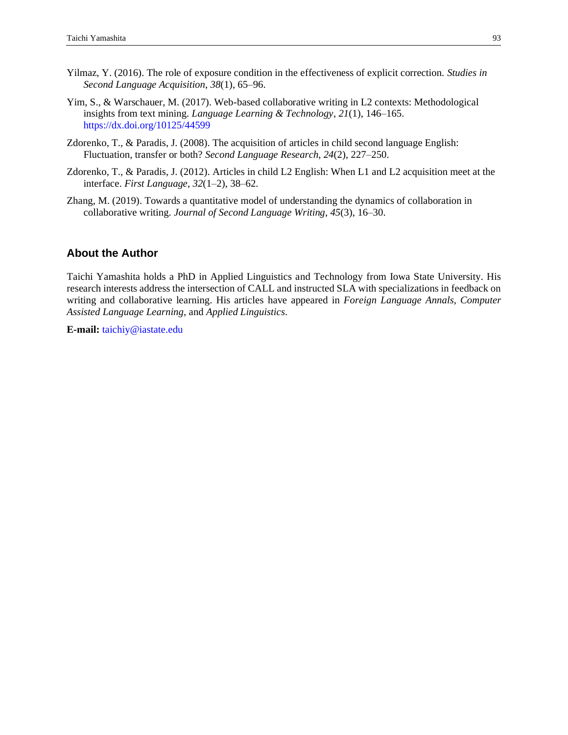Yilmaz, Y. (2016). The role of exposure condition in the effectiveness of explicit correction. *Studies in Second Language Acquisition*, *38*(1), 65–96.

Yim, S., & Warschauer, M. (2017). Web-based collaborative writing in L2 contexts: Methodological insights from text mining. *Language Learning & Technology*, *21*(1), 146–165. https://dx.doi.org/10125/44599

Zdorenko, T., & Paradis, J. (2008). The acquisition of articles in child second language English: Fluctuation, transfer or both? *Second Language Research*, *24*(2), 227–250.

Zdorenko, T., & Paradis, J. (2012). Articles in child L2 English: When L1 and L2 acquisition meet at the interface. *First Language*, *32*(1–2), 38–62.

Zhang, M. (2019). Towards a quantitative model of understanding the dynamics of collaboration in collaborative writing. *Journal of Second Language Writing*, *45*(3), 16–30.

## About the Author

Taichi Yamashita holds a PhD in Applied Linguistics and Technology from Iowa State University. His research interests address the intersection of CALL and instructed SLA with specializations in feedback on writing and collaborative learning. His articles have appeared in *Foreign Language Annals*, *Computer Assisted Language Learning*, and *Applied Linguistics*.

**E-mail:** taichiy@iastate.edu